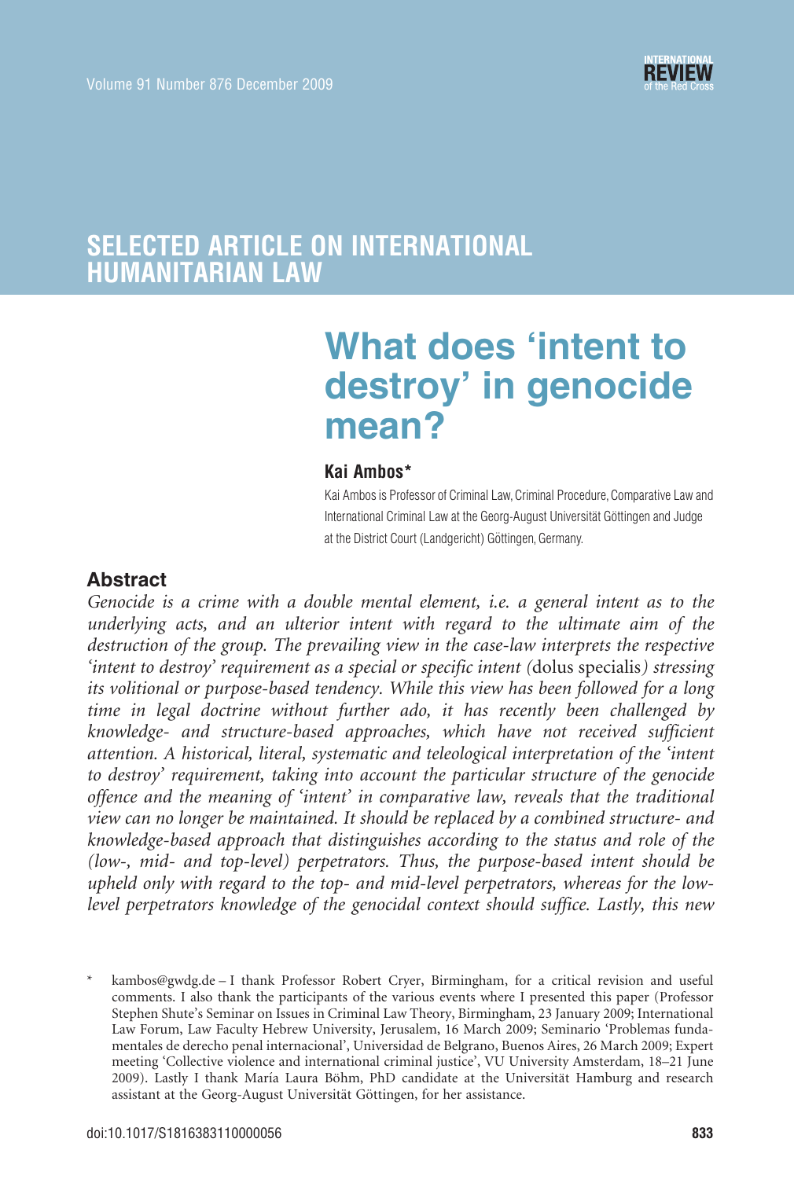SELECTED ARTICLE ON INTERNATIONAL HUMANITARIAN LAW

# What does 'intent to destroy' in genocide mean?

**Kai Ambos***

Kai Ambos is Professor of Criminal Law, Criminal Procedure, Comparative Law and International Criminal Law at the Georg-August Universität Göttingen and Judge at the District Court (Landgericht) Göttingen, Germany.

## Abstract

*Genocide is a crime with a double mental element, i.e. a general intent as to the underlying acts, and an ulterior intent with regard to the ultimate aim of the destruction of the group. The prevailing view in the case-law interprets the respective 'intent to destroy' requirement as a special or specific intent (*dolus specialis*) stressing its volitional or purpose-based tendency. While this view has been followed for a long time in legal doctrine without further ado, it has recently been challenged by knowledge- and structure-based approaches, which have not received sufficient attention. A historical, literal, systematic and teleological interpretation of the 'intent to destroy' requirement, taking into account the particular structure of the genocide offence and the meaning of 'intent' in comparative law, reveals that the traditional view can no longer be maintained. It should be replaced by a combined structure- and knowledge-based approach that distinguishes according to the status and role of the (low-, mid- and top-level) perpetrators. Thus, the purpose-based intent should be upheld only with regard to the top- and mid-level perpetrators, whereas for the low-level perpetrators knowledge of the genocidal context should suffice. Lastly, this new*

\* kambos@gwdg.de – I thank Professor Robert Cryer, Birmingham, for a critical revision and useful comments. I also thank the participants of the various events where I presented this paper (Professor Stephen Shute's Seminar on Issues in Criminal Law Theory, Birmingham, 23 January 2009; International Law Forum, Law Faculty Hebrew University, Jerusalem, 16 March 2009; Seminario 'Problemas fundamentales de derecho penal internacional', Universidad de Belgrano, Buenos Aires, 26 March 2009; Expert meeting 'Collective violence and international criminal justice', VU University Amsterdam, 18–21 June 2009). Lastly I thank María Laura Böhm, PhD candidate at the Universität Hamburg and research assistant at the Georg-August Universität Göttingen, for her assistance.

doi:10.1017/S1816383110000056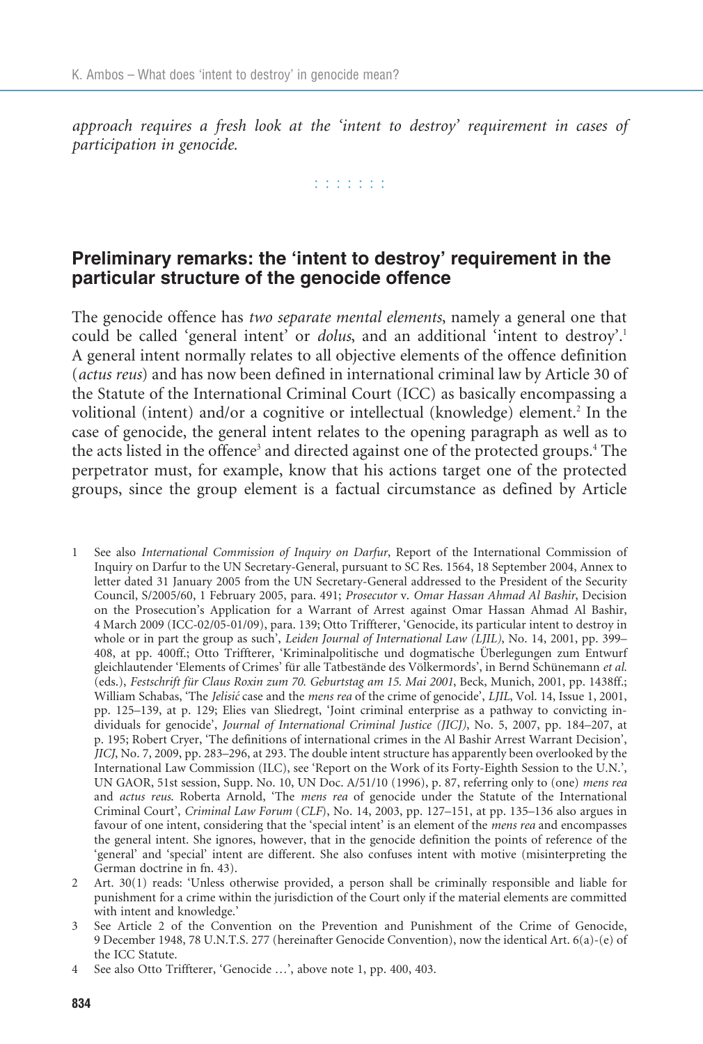*approach requires a fresh look at the 'intent to destroy' requirement in cases of participation in genocide.*

: : : : : : :

## Preliminary remarks: the 'intent to destroy' requirement in the particular structure of the genocide offence

The genocide offence has *two separate mental elements*, namely a general one that could be called 'general intent' or *dolus*, and an additional 'intent to destroy'.[1] A general intent normally relates to all objective elements of the offence definition (*actus reus*) and has now been defined in international criminal law by Article 30 of the Statute of the International Criminal Court (ICC) as basically encompassing a volitional (intent) and/or a cognitive or intellectual (knowledge) element.[2] In the case of genocide, the general intent relates to the opening paragraph as well as to the acts listed in the offence[3] and directed against one of the protected groups.[4] The perpetrator must, for example, know that his actions target one of the protected groups, since the group element is a factual circumstance as defined by Article

1 See also *International Commission of Inquiry on Darfur*, Report of the International Commission of Inquiry on Darfur to the UN Secretary-General, pursuant to SC Res. 1564, 18 September 2004, Annex to letter dated 31 January 2005 from the UN Secretary-General addressed to the President of the Security Council, S/2005/60, 1 February 2005, para. 491; *Prosecutor* v. *Omar Hassan Ahmad Al Bashir*, Decision on the Prosecution's Application for a Warrant of Arrest against Omar Hassan Ahmad Al Bashir, 4 March 2009 (ICC-02/05-01/09), para. 139; Otto Triffterer, 'Genocide, its particular intent to destroy in whole or in part the group as such', *Leiden Journal of International Law (LJIL)*, No. 14, 2001, pp. 399–408, at pp. 400ff.; Otto Triffterer, 'Kriminalpolitische und dogmatische Überlegungen zum Entwurf gleichlautender 'Elements of Crimes' für alle Tatbestände des Völkermords', in Bernd Schünemann *et al.* (eds.), *Festschrift für Claus Roxin zum 70. Geburtstag am 15. Mai 2001*, Beck, Munich, 2001, pp. 1438ff.; William Schabas, 'The *Jelisić* case and the *mens rea* of the crime of genocide', *LJIL*, Vol. 14, Issue 1, 2001, pp. 125–139, at p. 129; Elies van Sliedregt, 'Joint criminal enterprise as a pathway to convicting individuals for genocide', *Journal of International Criminal Justice (JICJ)*, No. 5, 2007, pp. 184–207, at p. 195; Robert Cryer, 'The definitions of international crimes in the Al Bashir Arrest Warrant Decision', *JICJ*, No. 7, 2009, pp. 283–296, at 293. The double intent structure has apparently been overlooked by the International Law Commission (ILC), see 'Report on the Work of its Forty-Eighth Session to the U.N.', UN GAOR, 51st session, Supp. No. 10, UN Doc. A/51/10 (1996), p. 87, referring only to (one) *mens rea* and *actus reus*. Roberta Arnold, 'The *mens rea* of genocide under the Statute of the International Criminal Court', *Criminal Law Forum* (*CLF*), No. 14, 2003, pp. 127–151, at pp. 135–136 also argues in favour of one intent, considering that the 'special intent' is an element of the *mens rea* and encompasses the general intent. She ignores, however, that in the genocide definition the points of reference of the 'general' and 'special' intent are different. She also confuses intent with motive (misinterpreting the German doctrine in fn. 43).

2 Art. 30(1) reads: 'Unless otherwise provided, a person shall be criminally responsible and liable for punishment for a crime within the jurisdiction of the Court only if the material elements are committed with intent and knowledge.'

3 See Article 2 of the Convention on the Prevention and Punishment of the Crime of Genocide, 9 December 1948, 78 U.N.T.S. 277 (hereinafter Genocide Convention), now the identical Art. 6(a)-(e) of the ICC Statute.

4 See also Otto Triffterer, 'Genocide …', above note 1, pp. 400, 403.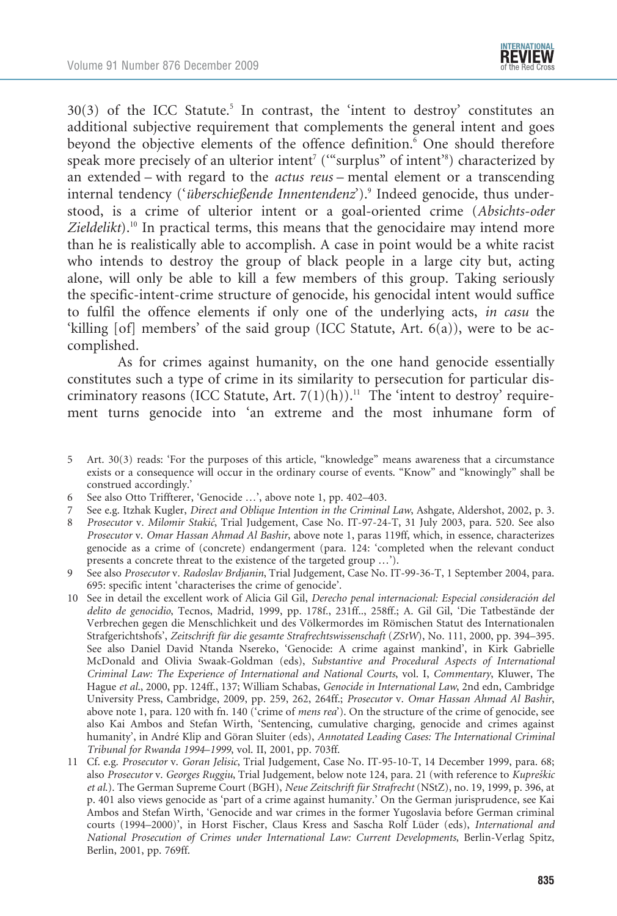30(3) of the ICC Statute.[5] In contrast, the 'intent to destroy' constitutes an additional subjective requirement that complements the general intent and goes beyond the objective elements of the offence definition.[6] One should therefore speak more precisely of an ulterior intent[7] ('"surplus" of intent'[8]) characterized by an extended – with regard to the *actus reus* – mental element or a transcending internal tendency ('*überschießende Innentendenz*').[9] Indeed genocide, thus understood, is a crime of ulterior intent or a goal-oriented crime (*Absichts-oder Zieldelikt*).[10] In practical terms, this means that the genocidaire may intend more than he is realistically able to accomplish. A case in point would be a white racist who intends to destroy the group of black people in a large city but, acting alone, will only be able to kill a few members of this group. Taking seriously the specific-intent-crime structure of genocide, his genocidal intent would suffice to fulfil the offence elements if only one of the underlying acts, *in casu* the 'killing [of] members' of the said group (ICC Statute, Art. 6(a)), were to be accomplished.

As for crimes against humanity, on the one hand genocide essentially constitutes such a type of crime in its similarity to persecution for particular discriminatory reasons (ICC Statute, Art. 7(1)(h)).[11] The 'intent to destroy' requirement turns genocide into 'an extreme and the most inhumane form of

---

5 Art. 30(3) reads: 'For the purposes of this article, "knowledge" means awareness that a circumstance exists or a consequence will occur in the ordinary course of events. "Know" and "knowingly" shall be construed accordingly.'

6 See also Otto Triffterer, 'Genocide …', above note 1, pp. 402–403.

7 See e.g. Itzhak Kugler, *Direct and Oblique Intention in the Criminal Law*, Ashgate, Aldershot, 2002, p. 3.

8 *Prosecutor* v. *Milomir Stakić*, Trial Judgement, Case No. IT-97-24-T, 31 July 2003, para. 520. See also *Prosecutor* v. *Omar Hassan Ahmad Al Bashir*, above note 1, paras 119ff, which, in essence, characterizes genocide as a crime of (concrete) endangerment (para. 124: 'completed when the relevant conduct presents a concrete threat to the existence of the targeted group …').

9 See also *Prosecutor* v. *Radoslav Brdjanin*, Trial Judgement, Case No. IT-99-36-T, 1 September 2004, para. 695: specific intent 'characterises the crime of genocide'.

10 See in detail the excellent work of Alicia Gil Gil, *Derecho penal internacional: Especial consideración del delito de genocidio*, Tecnos, Madrid, 1999, pp. 178f., 231ff.., 258ff.; A. Gil Gil, 'Die Tatbestände der Verbrechen gegen die Menschlichkeit und des Völkermordes im Römischen Statut des Internationalen Strafgerichtshofs', *Zeitschrift für die gesamte Strafrechtswissenschaft* (*ZStW*), No. 111, 2000, pp. 394–395. See also Daniel David Ntanda Nsereko, 'Genocide: A crime against mankind', in Kirk Gabrielle McDonald and Olivia Swaak-Goldman (eds), *Substantive and Procedural Aspects of International Criminal Law: The Experience of International and National Courts*, vol. I, *Commentary*, Kluwer, The Hague *et al*., 2000, pp. 124ff., 137; William Schabas, *Genocide in International Law*, 2nd edn, Cambridge University Press, Cambridge, 2009, pp. 259, 262, 264ff.; *Prosecutor* v. *Omar Hassan Ahmad Al Bashir*, above note 1, para. 120 with fn. 140 ('crime of *mens rea*'). On the structure of the crime of genocide, see also Kai Ambos and Stefan Wirth, 'Sentencing, cumulative charging, genocide and crimes against humanity', in André Klip and Göran Sluiter (eds), *Annotated Leading Cases: The International Criminal Tribunal for Rwanda 1994–1999*, vol. II, 2001, pp. 703ff.

11 Cf. e.g. *Prosecutor* v. *Goran Jelisic*, Trial Judgement, Case No. IT-95-10-T, 14 December 1999, para. 68; also *Prosecutor* v. *Georges Ruggiu*, Trial Judgement, below note 124, para. 21 (with reference to *Kupreškic et al.*). The German Supreme Court (BGH), *Neue Zeitschrift für Strafrecht* (NStZ), no. 19, 1999, p. 396, at p. 401 also views genocide as 'part of a crime against humanity.' On the German jurisprudence, see Kai Ambos and Stefan Wirth, 'Genocide and war crimes in the former Yugoslavia before German criminal courts (1994–2000)', in Horst Fischer, Claus Kress and Sascha Rolf Lüder (eds), *International and National Prosecution of Crimes under International Law: Current Developments*, Berlin-Verlag Spitz, Berlin, 2001, pp. 769ff.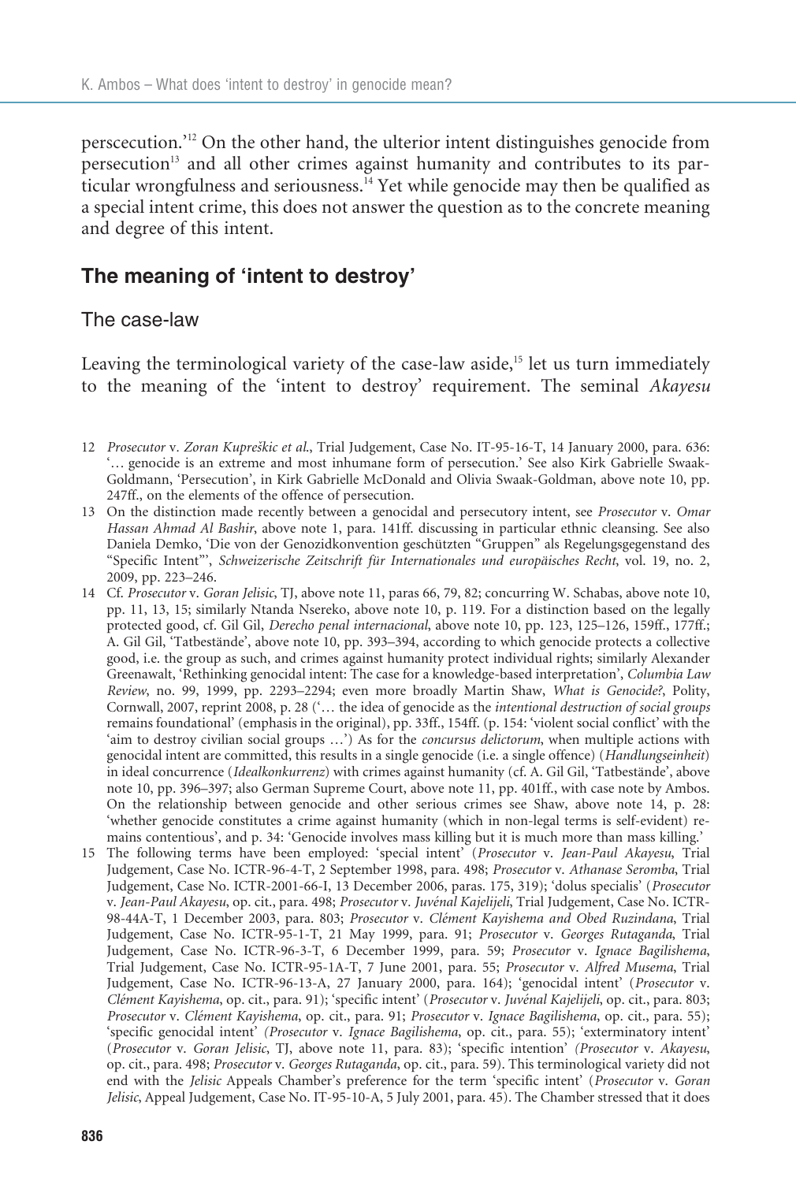perscecution.'[12] On the other hand, the ulterior intent distinguishes genocide from persecution[13] and all other crimes against humanity and contributes to its particular wrongfulness and seriousness.[14] Yet while genocide may then be qualified as a special intent crime, this does not answer the question as to the concrete meaning and degree of this intent.

## The meaning of 'intent to destroy'

### The case-law

Leaving the terminological variety of the case-law aside,[15] let us turn immediately to the meaning of the 'intent to destroy' requirement. The seminal *Akayesu*

---

12 *Prosecutor* v. *Zoran Kupreškic et al.*, Trial Judgement, Case No. IT-95-16-T, 14 January 2000, para. 636: '… genocide is an extreme and most inhumane form of persecution.' See also Kirk Gabrielle Swaak-Goldmann, 'Persecution', in Kirk Gabrielle McDonald and Olivia Swaak-Goldman, above note 10, pp. 247ff., on the elements of the offence of persecution.

13 On the distinction made recently between a genocidal and persecutory intent, see *Prosecutor* v. *Omar Hassan Ahmad Al Bashir*, above note 1, para. 141ff. discussing in particular ethnic cleansing. See also Daniela Demko, 'Die von der Genozidkonvention geschützten "Gruppen" als Regelungsgegenstand des "Specific Intent"', *Schweizerische Zeitschrift für Internationales und europäisches Recht*, vol. 19, no. 2, 2009, pp. 223–246.

14 Cf. *Prosecutor* v. *Goran Jelisic*, TJ, above note 11, paras 66, 79, 82; concurring W. Schabas, above note 10, pp. 11, 13, 15; similarly Ntanda Nsereko, above note 10, p. 119. For a distinction based on the legally protected good, cf. Gil Gil, *Derecho penal internacional*, above note 10, pp. 123, 125–126, 159ff., 177ff.; A. Gil Gil, 'Tatbestände', above note 10, pp. 393–394, according to which genocide protects a collective good, i.e. the group as such, and crimes against humanity protect individual rights; similarly Alexander Greenawalt, 'Rethinking genocidal intent: The case for a knowledge-based interpretation', *Columbia Law Review*, no. 99, 1999, pp. 2293–2294; even more broadly Martin Shaw, *What is Genocide?*, Polity, Cornwall, 2007, reprint 2008, p. 28 ('… the idea of genocide as the *intentional destruction of social groups* remains foundational' (emphasis in the original), pp. 33ff., 154ff. (p. 154: 'violent social conflict' with the 'aim to destroy civilian social groups …') As for the *concursus delictorum*, when multiple actions with genocidal intent are committed, this results in a single genocide (i.e. a single offence) (*Handlungseinheit*) in ideal concurrence (*Idealkonkurrenz*) with crimes against humanity (cf. A. Gil Gil, 'Tatbestände', above note 10, pp. 396–397; also German Supreme Court, above note 11, pp. 401ff., with case note by Ambos. On the relationship between genocide and other serious crimes see Shaw, above note 14, p. 28: 'whether genocide constitutes a crime against humanity (which in non-legal terms is self-evident) remains contentious', and p. 34: 'Genocide involves mass killing but it is much more than mass killing.'

15 The following terms have been employed: 'special intent' (*Prosecutor* v. *Jean-Paul Akayesu*, Trial Judgement, Case No. ICTR-96-4-T, 2 September 1998, para. 498; *Prosecutor* v. *Athanase Seromba*, Trial Judgement, Case No. ICTR-2001-66-I, 13 December 2006, paras. 175, 319); 'dolus specialis' (*Prosecutor* v. *Jean-Paul Akayesu*, op. cit., para. 498; *Prosecutor* v. *Juvénal Kajelijeli*, Trial Judgement, Case No. ICTR-98-44A-T, 1 December 2003, para. 803; *Prosecutor* v. *Clément Kayishema and Obed Ruzindana*, Trial Judgement, Case No. ICTR-95-1-T, 21 May 1999, para. 91; *Prosecutor* v. *Georges Rutaganda*, Trial Judgement, Case No. ICTR-96-3-T, 6 December 1999, para. 59; *Prosecutor* v. *Ignace Bagilishema*, Trial Judgement, Case No. ICTR-95-1A-T, 7 June 2001, para. 55; *Prosecutor* v. *Alfred Musema*, Trial Judgement, Case No. ICTR-96-13-A, 27 January 2000, para. 164); 'genocidal intent' (*Prosecutor* v. *Clément Kayishema*, op. cit., para. 91); 'specific intent' (*Prosecutor* v. *Juvénal Kajelijeli*, op. cit., para. 803; *Prosecutor* v. *Clément Kayishema*, op. cit., para. 91; *Prosecutor* v. *Ignace Bagilishema*, op. cit., para. 55); 'specific genocidal intent' (*Prosecutor* v. *Ignace Bagilishema*, op. cit., para. 55); 'exterminatory intent' (*Prosecutor* v. *Goran Jelisic*, TJ, above note 11, para. 83); 'specific intention' (*Prosecutor* v. *Akayesu*, op. cit., para. 498; *Prosecutor* v. *Georges Rutaganda*, op. cit., para. 59). This terminological variety did not end with the *Jelisic* Appeals Chamber's preference for the term 'specific intent' (*Prosecutor* v. *Goran Jelisic*, Appeal Judgement, Case No. IT-95-10-A, 5 July 2001, para. 45). The Chamber stressed that it does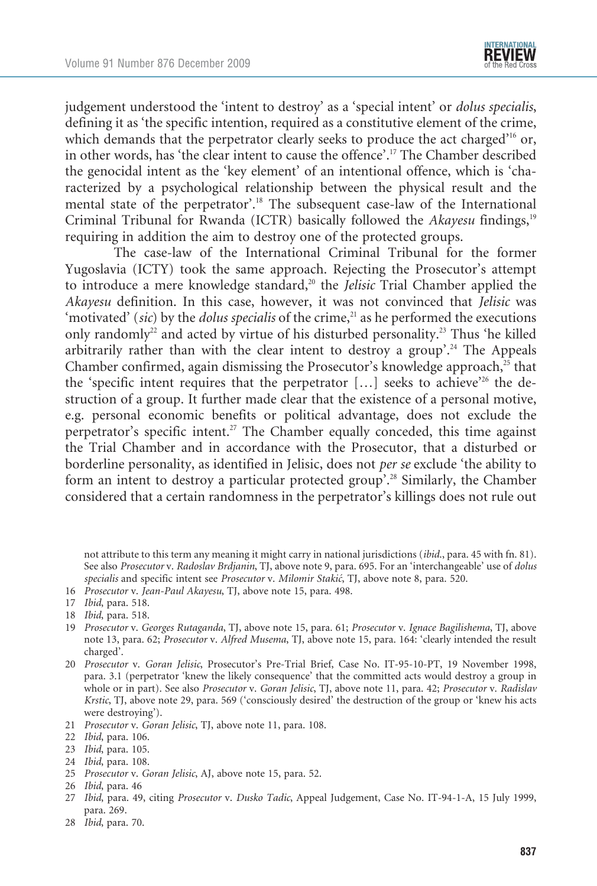judgement understood the 'intent to destroy' as a 'special intent' or *dolus specialis*, defining it as 'the specific intention, required as a constitutive element of the crime, which demands that the perpetrator clearly seeks to produce the act charged'[16] or, in other words, has 'the clear intent to cause the offence'.[17] The Chamber described the genocidal intent as the 'key element' of an intentional offence, which is 'characterized by a psychological relationship between the physical result and the mental state of the perpetrator'.[18] The subsequent case-law of the International Criminal Tribunal for Rwanda (ICTR) basically followed the *Akayesu* findings,[19] requiring in addition the aim to destroy one of the protected groups.

The case-law of the International Criminal Tribunal for the former Yugoslavia (ICTY) took the same approach. Rejecting the Prosecutor's attempt to introduce a mere knowledge standard,[20] the *Jelisic* Trial Chamber applied the *Akayesu* definition. In this case, however, it was not convinced that *Jelisic* was 'motivated' (*sic*) by the *dolus specialis* of the crime,[21] as he performed the executions only randomly[22] and acted by virtue of his disturbed personality.[23] Thus 'he killed arbitrarily rather than with the clear intent to destroy a group'.[24] The Appeals Chamber confirmed, again dismissing the Prosecutor's knowledge approach,[25] that the 'specific intent requires that the perpetrator […] seeks to achieve'[26] the destruction of a group. It further made clear that the existence of a personal motive, e.g. personal economic benefits or political advantage, does not exclude the perpetrator's specific intent.[27] The Chamber equally conceded, this time against the Trial Chamber and in accordance with the Prosecutor, that a disturbed or borderline personality, as identified in Jelisic, does not *per se* exclude 'the ability to form an intent to destroy a particular protected group'.[28] Similarly, the Chamber considered that a certain randomness in the perpetrator's killings does not rule out

not attribute to this term any meaning it might carry in national jurisdictions (*ibid*., para. 45 with fn. 81). See also *Prosecutor* v. *Radoslav Brdjanin*, TJ, above note 9, para. 695. For an 'interchangeable' use of *dolus specialis* and specific intent see *Prosecutor* v. *Milomir Stakić*, TJ, above note 8, para. 520.

16 *Prosecutor* v. *Jean-Paul Akayesu*, TJ, above note 15, para. 498.

17 *Ibid*, para. 518.

18 *Ibid*, para. 518.

19 *Prosecutor* v. *Georges Rutaganda*, TJ, above note 15, para. 61; *Prosecutor* v. *Ignace Bagilishema*, TJ, above note 13, para. 62; *Prosecutor* v. *Alfred Musema*, TJ, above note 15, para. 164: 'clearly intended the result charged'.

20 *Prosecutor* v. *Goran Jelisic*, Prosecutor's Pre-Trial Brief, Case No. IT-95-10-PT, 19 November 1998, para. 3.1 (perpetrator 'knew the likely consequence' that the committed acts would destroy a group in whole or in part). See also *Prosecutor* v. *Goran Jelisic*, TJ, above note 11, para. 42; *Prosecutor* v. *Radislav Krstic*, TJ, above note 29, para. 569 ('consciously desired' the destruction of the group or 'knew his acts were destroying').

21 *Prosecutor* v. *Goran Jelisic*, TJ, above note 11, para. 108.

22 *Ibid*, para. 106.

23 *Ibid*, para. 105.

24 *Ibid*, para. 108.

25 *Prosecutor* v. *Goran Jelisic*, AJ, above note 15, para. 52.

26 *Ibid*, para. 46

27 *Ibid*, para. 49, citing *Prosecutor* v. *Dusko Tadic*, Appeal Judgement, Case No. IT-94-1-A, 15 July 1999, para. 269.

28 *Ibid*, para. 70.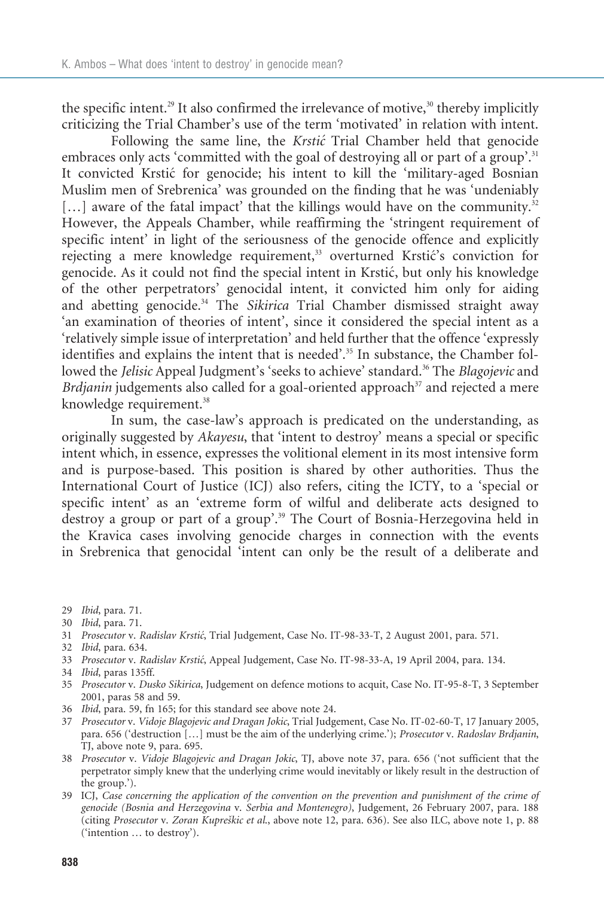the specific intent.[29] It also confirmed the irrelevance of motive,[30] thereby implicitly criticizing the Trial Chamber's use of the term 'motivated' in relation with intent.

Following the same line, the *Krstić* Trial Chamber held that genocide embraces only acts 'committed with the goal of destroying all or part of a group'.[31] It convicted Krstić for genocide; his intent to kill the 'military-aged Bosnian Muslim men of Srebrenica' was grounded on the finding that he was 'undeniably […] aware of the fatal impact' that the killings would have on the community.[32] However, the Appeals Chamber, while reaffirming the 'stringent requirement of specific intent' in light of the seriousness of the genocide offence and explicitly rejecting a mere knowledge requirement,[33] overturned Krstić's conviction for genocide. As it could not find the special intent in Krstić, but only his knowledge of the other perpetrators' genocidal intent, it convicted him only for aiding and abetting genocide.[34] The *Sikirica* Trial Chamber dismissed straight away 'an examination of theories of intent', since it considered the special intent as a 'relatively simple issue of interpretation' and held further that the offence 'expressly identifies and explains the intent that is needed'.[35] In substance, the Chamber followed the *Jelisic* Appeal Judgment's 'seeks to achieve' standard.[36] The *Blagojevic* and *Brdjanin* judgements also called for a goal-oriented approach[37] and rejected a mere knowledge requirement.[38]

In sum, the case-law's approach is predicated on the understanding, as originally suggested by *Akayesu*, that 'intent to destroy' means a special or specific intent which, in essence, expresses the volitional element in its most intensive form and is purpose-based. This position is shared by other authorities. Thus the International Court of Justice (ICJ) also refers, citing the ICTY, to a 'special or specific intent' as an 'extreme form of wilful and deliberate acts designed to destroy a group or part of a group'.[39] The Court of Bosnia-Herzegovina held in the Kravica cases involving genocide charges in connection with the events in Srebrenica that genocidal 'intent can only be the result of a deliberate and

---

29 *Ibid*, para. 71.

30 *Ibid*, para. 71.

31 *Prosecutor* v. *Radislav Krstić*, Trial Judgement, Case No. IT-98-33-T, 2 August 2001, para. 571.

32 *Ibid*, para. 634.

33 *Prosecutor* v. *Radislav Krstić*, Appeal Judgement, Case No. IT-98-33-A, 19 April 2004, para. 134.

34 *Ibid*, paras 135ff.

35 *Prosecutor* v. *Dusko Sikirica*, Judgement on defence motions to acquit, Case No. IT-95-8-T, 3 September 2001, paras 58 and 59.

36 *Ibid*, para. 59, fn 165; for this standard see above note 24.

37 *Prosecutor* v. *Vidoje Blagojevic and Dragan Jokic*, Trial Judgement, Case No. IT-02-60-T, 17 January 2005, para. 656 ('destruction […] must be the aim of the underlying crime.'); *Prosecutor* v. *Radoslav Brdjanin*, TJ, above note 9, para. 695.

38 *Prosecutor* v. *Vidoje Blagojevic and Dragan Jokic*, TJ, above note 37, para. 656 ('not sufficient that the perpetrator simply knew that the underlying crime would inevitably or likely result in the destruction of the group.').

39 ICJ, *Case concerning the application of the convention on the prevention and punishment of the crime of genocide (Bosnia and Herzegovina* v. *Serbia and Montenegro)*, Judgement, 26 February 2007, para. 188 (citing *Prosecutor* v. *Zoran Kupreškic et al.*, above note 12, para. 636). See also ILC, above note 1, p. 88 ('intention … to destroy').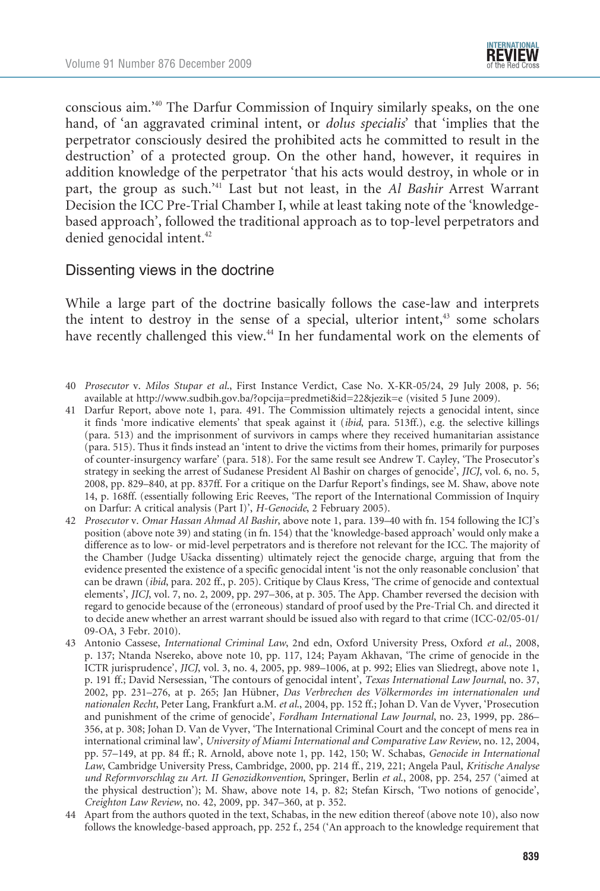conscious aim.'[40] The Darfur Commission of Inquiry similarly speaks, on the one hand, of 'an aggravated criminal intent, or *dolus specialis*' that 'implies that the perpetrator consciously desired the prohibited acts he committed to result in the destruction' of a protected group. On the other hand, however, it requires in addition knowledge of the perpetrator 'that his acts would destroy, in whole or in part, the group as such.'[41] Last but not least, in the *Al Bashir* Arrest Warrant Decision the ICC Pre-Trial Chamber I, while at least taking note of the 'knowledge-based approach', followed the traditional approach as to top-level perpetrators and denied genocidal intent.[42]

## Dissenting views in the doctrine

While a large part of the doctrine basically follows the case-law and interprets the intent to destroy in the sense of a special, ulterior intent,[43] some scholars have recently challenged this view.[44] In her fundamental work on the elements of

40 *Prosecutor* v. *Milos Stupar et al.*, First Instance Verdict, Case No. X-KR-05/24, 29 July 2008, p. 56; available at http://www.sudbih.gov.ba/?opcija=predmeti&id=22&jezik=e (visited 5 June 2009).

41 Darfur Report, above note 1, para. 491. The Commission ultimately rejects a genocidal intent, since it finds 'more indicative elements' that speak against it (*ibid*, para. 513ff.), e.g. the selective killings (para. 513) and the imprisonment of survivors in camps where they received humanitarian assistance (para. 515). Thus it finds instead an 'intent to drive the victims from their homes, primarily for purposes of counter-insurgency warfare' (para. 518). For the same result see Andrew T. Cayley, 'The Prosecutor's strategy in seeking the arrest of Sudanese President Al Bashir on charges of genocide', *JICJ*, vol. 6, no. 5, 2008, pp. 829–840, at pp. 837ff. For a critique on the Darfur Report's findings, see M. Shaw, above note 14, p. 168ff. (essentially following Eric Reeves, 'The report of the International Commission of Inquiry on Darfur: A critical analysis (Part I)', *H-Genocide*, 2 February 2005).

42 *Prosecutor* v. *Omar Hassan Ahmad Al Bashir*, above note 1, para. 139–40 with fn. 154 following the ICJ's position (above note 39) and stating (in fn. 154) that the 'knowledge-based approach' would only make a difference as to low- or mid-level perpetrators and is therefore not relevant for the ICC. The majority of the Chamber (Judge Ušacka dissenting) ultimately reject the genocide charge, arguing that from the evidence presented the existence of a specific genocidal intent 'is not the only reasonable conclusion' that can be drawn (*ibid*, para. 202 ff., p. 205). Critique by Claus Kress, 'The crime of genocide and contextual elements', *JICJ*, vol. 7, no. 2, 2009, pp. 297–306, at p. 305. The App. Chamber reversed the decision with regard to genocide because of the (erroneous) standard of proof used by the Pre-Trial Ch. and directed it to decide anew whether an arrest warrant should be issued also with regard to that crime (ICC-02/05-01/09-OA, 3 Febr. 2010).

43 Antonio Cassese, *International Criminal Law*, 2nd edn, Oxford University Press, Oxford *et al.*, 2008, p. 137; Ntanda Nsereko, above note 10, pp. 117, 124; Payam Akhavan, 'The crime of genocide in the ICTR jurisprudence', *JICJ*, vol. 3, no. 4, 2005, pp. 989–1006, at p. 992; Elies van Sliedregt, above note 1, p. 191 ff.; David Nersessian, 'The contours of genocidal intent', *Texas International Law Journal*, no. 37, 2002, pp. 231–276, at p. 265; Jan Hübner, *Das Verbrechen des Völkermordes im internationalen und nationalen Recht*, Peter Lang, Frankfurt a.M. *et al.*, 2004, pp. 152 ff.; Johan D. Van de Vyver, 'Prosecution and punishment of the crime of genocide', *Fordham International Law Journal*, no. 23, 1999, pp. 286–356, at p. 308; Johan D. Van de Vyver, 'The International Criminal Court and the concept of mens rea in international criminal law', *University of Miami International and Comparative Law Review*, no. 12, 2004, pp. 57–149, at pp. 84 ff.; R. Arnold, above note 1, pp. 142, 150; W. Schabas, *Genocide in International Law*, Cambridge University Press, Cambridge, 2000, pp. 214 ff., 219, 221; Angela Paul, *Kritische Analyse und Reformvorschlag zu Art. II Genozidkonvention*, Springer, Berlin *et al.*, 2008, pp. 254, 257 ('aimed at the physical destruction'); M. Shaw, above note 14, p. 82; Stefan Kirsch, 'Two notions of genocide', *Creighton Law Review*, no. 42, 2009, pp. 347–360, at p. 352.

44 Apart from the authors quoted in the text, Schabas, in the new edition thereof (above note 10), also now follows the knowledge-based approach, pp. 252 f., 254 ('An approach to the knowledge requirement that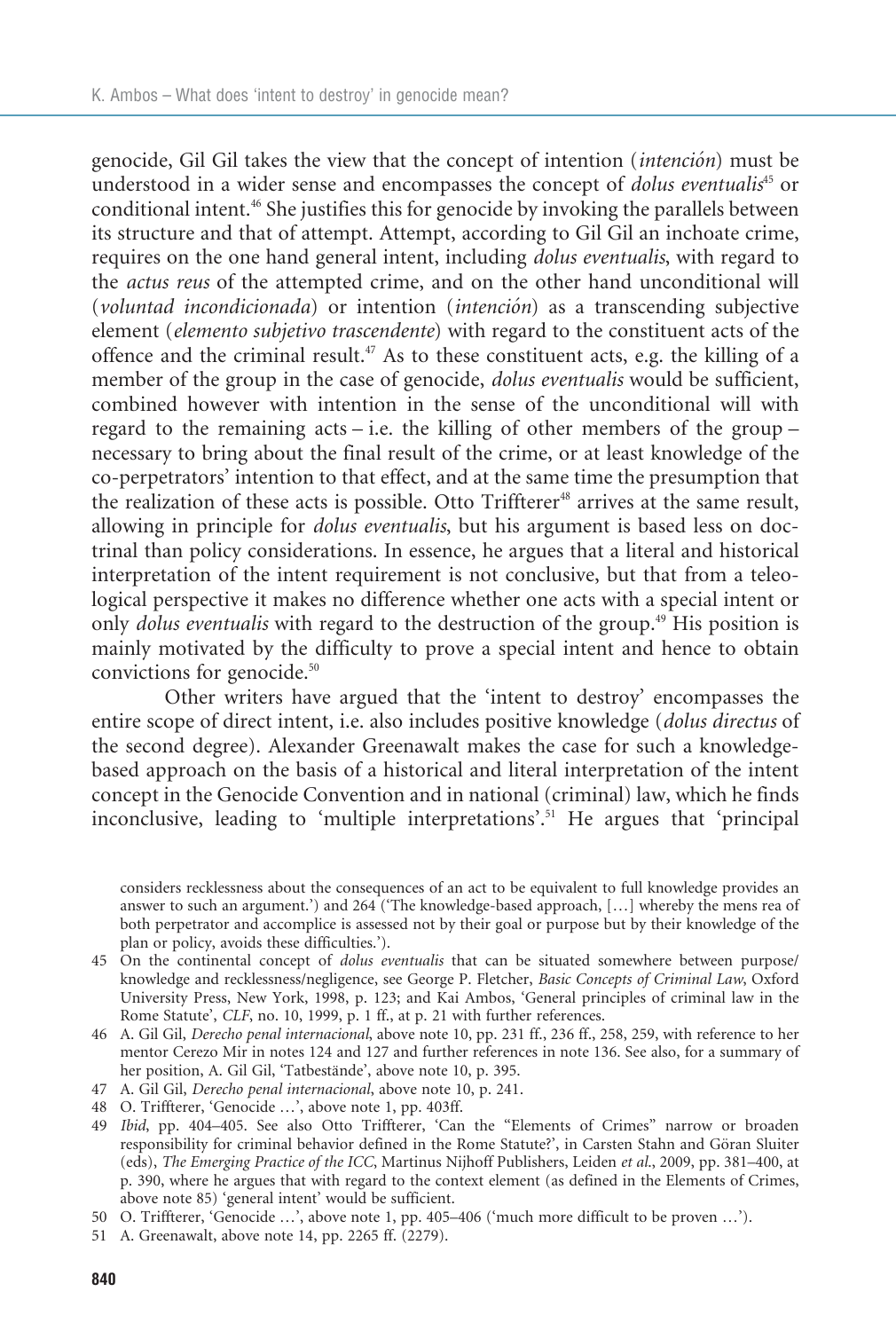genocide, Gil Gil takes the view that the concept of intention (*intención*) must be understood in a wider sense and encompasses the concept of *dolus eventualis*[45] or conditional intent.[46] She justifies this for genocide by invoking the parallels between its structure and that of attempt. Attempt, according to Gil Gil an inchoate crime, requires on the one hand general intent, including *dolus eventualis*, with regard to the *actus reus* of the attempted crime, and on the other hand unconditional will (*voluntad incondicionada*) or intention (*intención*) as a transcending subjective element (*elemento subjetivo trascendente*) with regard to the constituent acts of the offence and the criminal result.[47] As to these constituent acts, e.g. the killing of a member of the group in the case of genocide, *dolus eventualis* would be sufficient, combined however with intention in the sense of the unconditional will with regard to the remaining acts – i.e. the killing of other members of the group – necessary to bring about the final result of the crime, or at least knowledge of the co-perpetrators' intention to that effect, and at the same time the presumption that the realization of these acts is possible. Otto Triffterer[48] arrives at the same result, allowing in principle for *dolus eventualis*, but his argument is based less on doctrinal than policy considerations. In essence, he argues that a literal and historical interpretation of the intent requirement is not conclusive, but that from a teleological perspective it makes no difference whether one acts with a special intent or only *dolus eventualis* with regard to the destruction of the group.[49] His position is mainly motivated by the difficulty to prove a special intent and hence to obtain convictions for genocide.[50]

Other writers have argued that the 'intent to destroy' encompasses the entire scope of direct intent, i.e. also includes positive knowledge (*dolus directus* of the second degree). Alexander Greenawalt makes the case for such a knowledge-based approach on the basis of a historical and literal interpretation of the intent concept in the Genocide Convention and in national (criminal) law, which he finds inconclusive, leading to 'multiple interpretations'.[51] He argues that 'principal

---

considers recklessness about the consequences of an act to be equivalent to full knowledge provides an answer to such an argument.') and 264 ('The knowledge-based approach, […] whereby the mens rea of both perpetrator and accomplice is assessed not by their goal or purpose but by their knowledge of the plan or policy, avoids these difficulties.').

45 On the continental concept of *dolus eventualis* that can be situated somewhere between purpose/knowledge and recklessness/negligence, see George P. Fletcher, *Basic Concepts of Criminal Law*, Oxford University Press, New York, 1998, p. 123; and Kai Ambos, 'General principles of criminal law in the Rome Statute', *CLF*, no. 10, 1999, p. 1 ff., at p. 21 with further references.

46 A. Gil Gil, *Derecho penal internacional*, above note 10, pp. 231 ff., 236 ff., 258, 259, with reference to her mentor Cerezo Mir in notes 124 and 127 and further references in note 136. See also, for a summary of her position, A. Gil Gil, 'Tatbestände', above note 10, p. 395.

47 A. Gil Gil, *Derecho penal internacional*, above note 10, p. 241.

48 O. Triffterer, 'Genocide …', above note 1, pp. 403ff.

49 *Ibid*, pp. 404–405. See also Otto Triffterer, 'Can the "Elements of Crimes" narrow or broaden responsibility for criminal behavior defined in the Rome Statute?', in Carsten Stahn and Göran Sluiter (eds), *The Emerging Practice of the ICC*, Martinus Nijhoff Publishers, Leiden *et al*., 2009, pp. 381–400, at p. 390, where he argues that with regard to the context element (as defined in the Elements of Crimes, above note 85) 'general intent' would be sufficient.

50 O. Triffterer, 'Genocide …', above note 1, pp. 405–406 ('much more difficult to be proven …').

51 A. Greenawalt, above note 14, pp. 2265 ff. (2279).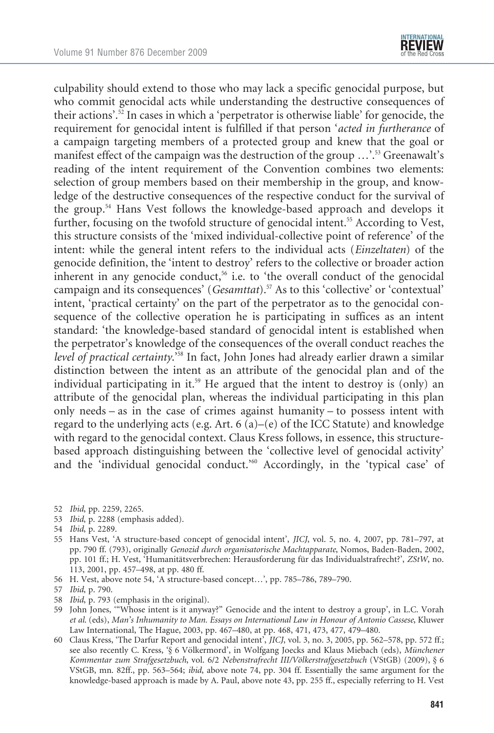culpability should extend to those who may lack a specific genocidal purpose, but who commit genocidal acts while understanding the destructive consequences of their actions'.[52] In cases in which a 'perpetrator is otherwise liable' for genocide, the requirement for genocidal intent is fulfilled if that person '*acted in furtherance* of a campaign targeting members of a protected group and knew that the goal or manifest effect of the campaign was the destruction of the group …'.[53] Greenawalt's reading of the intent requirement of the Convention combines two elements: selection of group members based on their membership in the group, and knowledge of the destructive consequences of the respective conduct for the survival of the group.[54] Hans Vest follows the knowledge-based approach and develops it further, focusing on the twofold structure of genocidal intent.[55] According to Vest, this structure consists of the 'mixed individual-collective point of reference' of the intent: while the general intent refers to the individual acts (*Einzeltaten*) of the genocide definition, the 'intent to destroy' refers to the collective or broader action inherent in any genocide conduct,[56] i.e. to 'the overall conduct of the genocidal campaign and its consequences' (*Gesamttat*).[57] As to this 'collective' or 'contextual' intent, 'practical certainty' on the part of the perpetrator as to the genocidal consequence of the collective operation he is participating in suffices as an intent standard: 'the knowledge-based standard of genocidal intent is established when the perpetrator's knowledge of the consequences of the overall conduct reaches the *level of practical certainty*.'[58] In fact, John Jones had already earlier drawn a similar distinction between the intent as an attribute of the genocidal plan and of the individual participating in it.[59] He argued that the intent to destroy is (only) an attribute of the genocidal plan, whereas the individual participating in this plan only needs – as in the case of crimes against humanity – to possess intent with regard to the underlying acts (e.g. Art. 6 (a)–(e) of the ICC Statute) and knowledge with regard to the genocidal context. Claus Kress follows, in essence, this structure-based approach distinguishing between the 'collective level of genocidal activity' and the 'individual genocidal conduct.'[60] Accordingly, in the 'typical case' of

52 *Ibid*, pp. 2259, 2265.

53 *Ibid*, p. 2288 (emphasis added).

54 *Ibid*, p. 2289.

55 Hans Vest, 'A structure-based concept of genocidal intent', *JICJ*, vol. 5, no. 4, 2007, pp. 781–797, at pp. 790 ff. (793), originally *Genozid durch organisatorische Machtapparate*, Nomos, Baden-Baden, 2002, pp. 101 ff.; H. Vest, 'Humanitätsverbrechen: Herausforderung für das Individualstrafrecht?', *ZStW*, no. 113, 2001, pp. 457–498, at pp. 480 ff.

56 H. Vest, above note 54, 'A structure-based concept…', pp. 785–786, 789–790.

57 *Ibid*, p. 790.

58 *Ibid*, p. 793 (emphasis in the original).

59 John Jones, '"Whose intent is it anyway?" Genocide and the intent to destroy a group', in L.C. Vorah *et al.* (eds), *Man's Inhumanity to Man. Essays on International Law in Honour of Antonio Cassese*, Kluwer Law International, The Hague, 2003, pp. 467–480, at pp. 468, 471, 473, 477, 479–480.

60 Claus Kress, 'The Darfur Report and genocidal intent', *JICJ*, vol. 3, no. 3, 2005, pp. 562–578, pp. 572 ff.; see also recently C. Kress, '§ 6 Völkermord', in Wolfgang Joecks and Klaus Miebach (eds), *Münchener Kommentar zum Strafgesetzbuch*, vol. 6/2 *Nebenstrafrecht III/Völkerstrafgesetzbuch* (VStGB) (2009), § 6 VStGB, mn. 82ff., pp. 563–564; *ibid*, above note 74, pp. 304 ff. Essentially the same argument for the knowledge-based approach is made by A. Paul, above note 43, pp. 255 ff., especially referring to H. Vest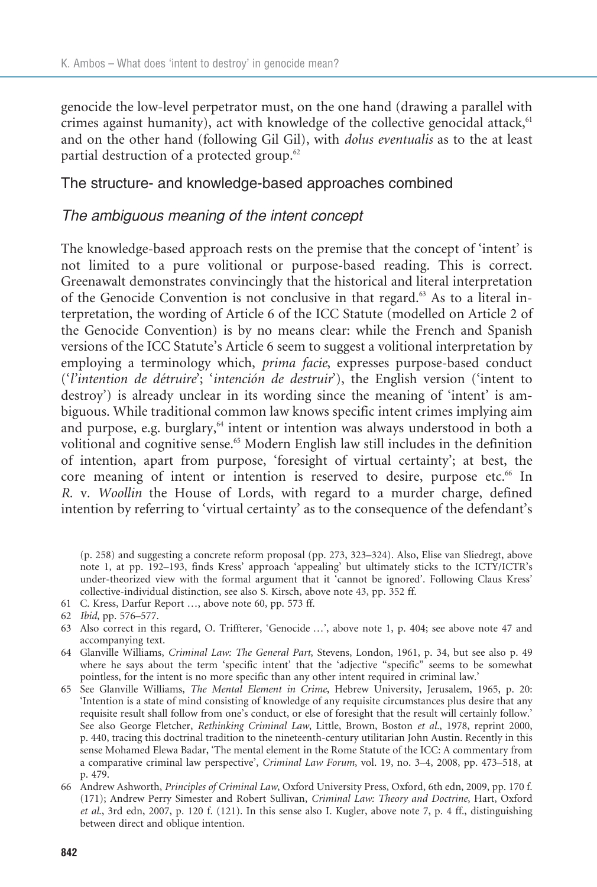genocide the low-level perpetrator must, on the one hand (drawing a parallel with crimes against humanity), act with knowledge of the collective genocidal attack,[61] and on the other hand (following Gil Gil), with *dolus eventualis* as to the at least partial destruction of a protected group.[62]

## The structure- and knowledge-based approaches combined

### *The ambiguous meaning of the intent concept*

The knowledge-based approach rests on the premise that the concept of 'intent' is not limited to a pure volitional or purpose-based reading. This is correct. Greenawalt demonstrates convincingly that the historical and literal interpretation of the Genocide Convention is not conclusive in that regard.[63] As to a literal interpretation, the wording of Article 6 of the ICC Statute (modelled on Article 2 of the Genocide Convention) is by no means clear: while the French and Spanish versions of the ICC Statute's Article 6 seem to suggest a volitional interpretation by employing a terminology which, *prima facie*, expresses purpose-based conduct ('*l'intention de détruire*'; '*intención de destruir*'), the English version ('intent to destroy') is already unclear in its wording since the meaning of 'intent' is ambiguous. While traditional common law knows specific intent crimes implying aim and purpose, e.g. burglary,[64] intent or intention was always understood in both a volitional and cognitive sense.[65] Modern English law still includes in the definition of intention, apart from purpose, 'foresight of virtual certainty'; at best, the core meaning of intent or intention is reserved to desire, purpose etc.[66] In *R.* v. *Woollin* the House of Lords, with regard to a murder charge, defined intention by referring to 'virtual certainty' as to the consequence of the defendant's

(p. 258) and suggesting a concrete reform proposal (pp. 273, 323–324). Also, Elise van Sliedregt, above note 1, at pp. 192–193, finds Kress' approach 'appealing' but ultimately sticks to the ICTY/ICTR's under-theorized view with the formal argument that it 'cannot be ignored'. Following Claus Kress' collective-individual distinction, see also S. Kirsch, above note 43, pp. 352 ff.

61 C. Kress, Darfur Report …, above note 60, pp. 573 ff.

62 *Ibid*, pp. 576–577.

63 Also correct in this regard, O. Triffterer, 'Genocide …', above note 1, p. 404; see above note 47 and accompanying text.

64 Glanville Williams, *Criminal Law: The General Part*, Stevens, London, 1961, p. 34, but see also p. 49 where he says about the term 'specific intent' that the 'adjective "specific" seems to be somewhat pointless, for the intent is no more specific than any other intent required in criminal law.'

65 See Glanville Williams, *The Mental Element in Crime*, Hebrew University, Jerusalem, 1965, p. 20: 'Intention is a state of mind consisting of knowledge of any requisite circumstances plus desire that any requisite result shall follow from one's conduct, or else of foresight that the result will certainly follow.' See also George Fletcher, *Rethinking Criminal Law*, Little, Brown, Boston *et al.*, 1978, reprint 2000, p. 440, tracing this doctrinal tradition to the nineteenth-century utilitarian John Austin. Recently in this sense Mohamed Elewa Badar, 'The mental element in the Rome Statute of the ICC: A commentary from a comparative criminal law perspective', *Criminal Law Forum*, vol. 19, no. 3–4, 2008, pp. 473–518, at p. 479.

66 Andrew Ashworth, *Principles of Criminal Law*, Oxford University Press, Oxford, 6th edn, 2009, pp. 170 f. (171); Andrew Perry Simester and Robert Sullivan, *Criminal Law: Theory and Doctrine*, Hart, Oxford *et al.*, 3rd edn, 2007, p. 120 f. (121). In this sense also I. Kugler, above note 7, p. 4 ff., distinguishing between direct and oblique intention.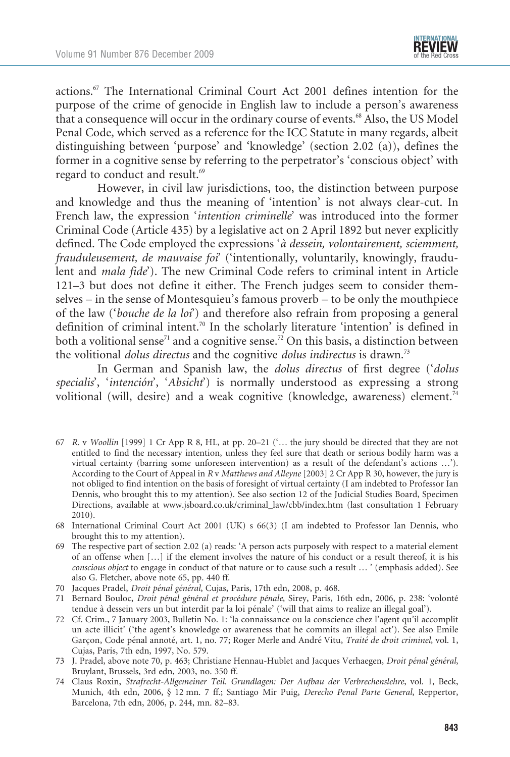actions.[67] The International Criminal Court Act 2001 defines intention for the purpose of the crime of genocide in English law to include a person's awareness that a consequence will occur in the ordinary course of events.[68] Also, the US Model Penal Code, which served as a reference for the ICC Statute in many regards, albeit distinguishing between 'purpose' and 'knowledge' (section 2.02 (a)), defines the former in a cognitive sense by referring to the perpetrator's 'conscious object' with regard to conduct and result.[69]

However, in civil law jurisdictions, too, the distinction between purpose and knowledge and thus the meaning of 'intention' is not always clear-cut. In French law, the expression '*intention criminelle*' was introduced into the former Criminal Code (Article 435) by a legislative act on 2 April 1892 but never explicitly defined. The Code employed the expressions '*à dessein, volontairement, sciemment, frauduleusement, de mauvaise foi*' ('intentionally, voluntarily, knowingly, fraudulent and *mala fide*'). The new Criminal Code refers to criminal intent in Article 121–3 but does not define it either. The French judges seem to consider themselves – in the sense of Montesquieu's famous proverb – to be only the mouthpiece of the law ('*bouche de la loi*') and therefore also refrain from proposing a general definition of criminal intent.[70] In the scholarly literature 'intention' is defined in both a volitional sense[71] and a cognitive sense.[72] On this basis, a distinction between the volitional *dolus directus* and the cognitive *dolus indirectus* is drawn.[73]

In German and Spanish law, the *dolus directus* of first degree ('*dolus specialis*', '*intención*', '*Absicht*') is normally understood as expressing a strong volitional (will, desire) and a weak cognitive (knowledge, awareness) element.[74]

---

67 *R.* v *Woollin* [1999] 1 Cr App R 8, HL, at pp. 20–21 ('… the jury should be directed that they are not entitled to find the necessary intention, unless they feel sure that death or serious bodily harm was a virtual certainty (barring some unforeseen intervention) as a result of the defendant's actions …'). According to the Court of Appeal in *R* v *Matthews and Alleyne* [2003] 2 Cr App R 30, however, the jury is not obliged to find intention on the basis of foresight of virtual certainty (I am indebted to Professor Ian Dennis, who brought this to my attention). See also section 12 of the Judicial Studies Board, Specimen Directions, available at www.jsboard.co.uk/criminal_law/cbb/index.htm (last consultation 1 February 2010).

68 International Criminal Court Act 2001 (UK) s 66(3) (I am indebted to Professor Ian Dennis, who brought this to my attention).

69 The respective part of section 2.02 (a) reads: 'A person acts purposely with respect to a material element of an offense when […] if the element involves the nature of his conduct or a result thereof, it is his *conscious object* to engage in conduct of that nature or to cause such a result … ' (emphasis added). See also G. Fletcher, above note 65, pp. 440 ff.

70 Jacques Pradel, *Droit pénal général*, Cujas, Paris, 17th edn, 2008, p. 468.

71 Bernard Bouloc, *Droit pénal général et procédure pénale*, Sirey, Paris, 16th edn, 2006, p. 238: 'volonté tendue à dessein vers un but interdit par la loi pénale' ('will that aims to realize an illegal goal').

72 Cf. Crim., 7 January 2003, Bulletin No. 1: 'la connaissance ou la conscience chez l'agent qu'il accomplit un acte illicit' ('the agent's knowledge or awareness that he commits an illegal act'). See also Emile Garçon, Code pénal annoté, art. 1, no. 77; Roger Merle and André Vitu, *Traité de droit criminel*, vol. 1, Cujas, Paris, 7th edn, 1997, No. 579.

73 J. Pradel, above note 70, p. 463; Christiane Hennau-Hublet and Jacques Verhaegen, *Droit pénal général*, Bruylant, Brussels, 3rd edn, 2003, no. 350 ff.

74 Claus Roxin, *Strafrecht-Allgemeiner Teil. Grundlagen: Der Aufbau der Verbrechenslehre*, vol. 1, Beck, Munich, 4th edn, 2006, § 12 mn. 7 ff.; Santiago Mir Puig, *Derecho Penal Parte General*, Reppertor, Barcelona, 7th edn, 2006, p. 244, mn. 82–83.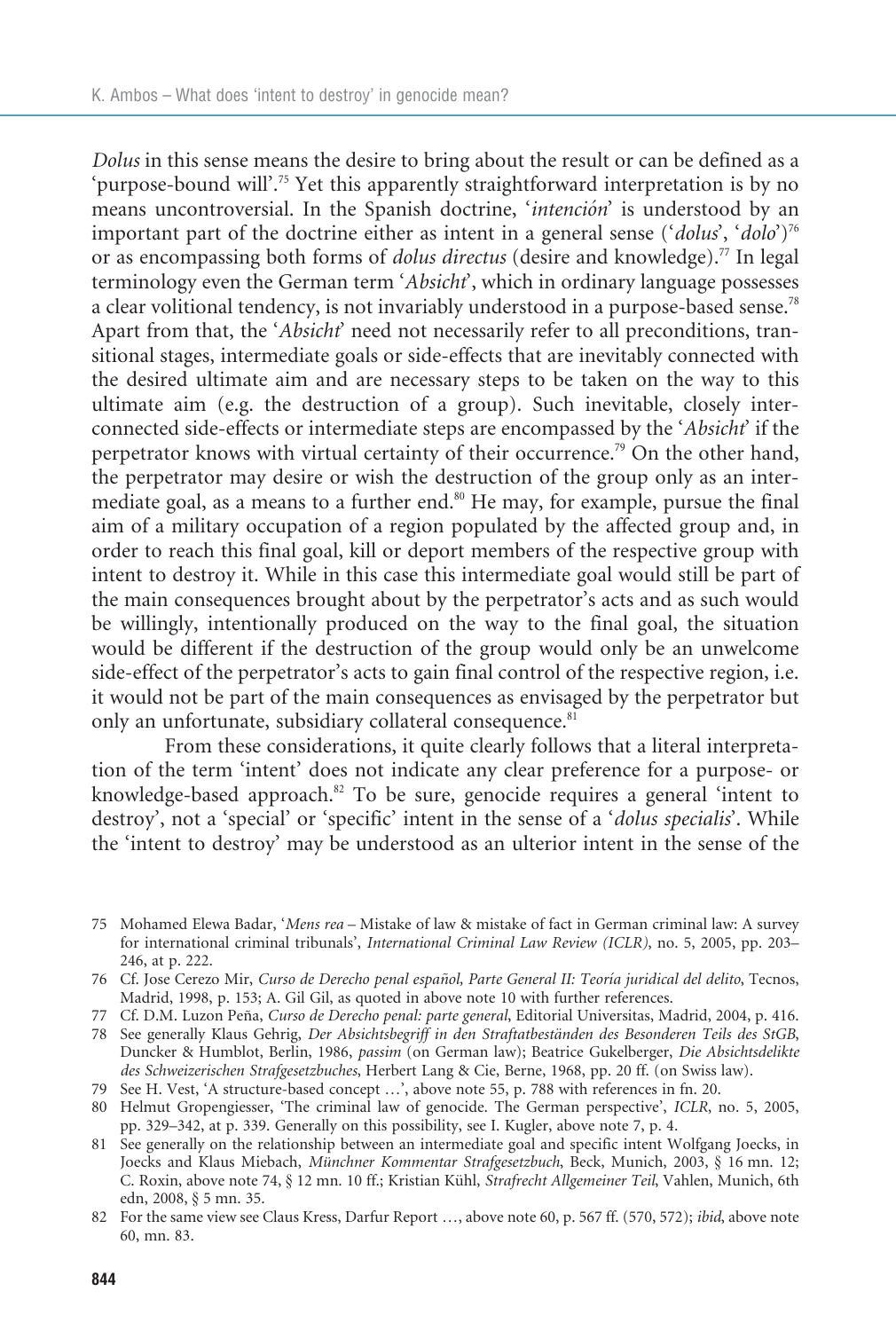*Dolus* in this sense means the desire to bring about the result or can be defined as a 'purpose-bound will'.[75] Yet this apparently straightforward interpretation is by no means uncontroversial. In the Spanish doctrine, '*intención*' is understood by an important part of the doctrine either as intent in a general sense ('*dolus*', '*dolo*')[76] or as encompassing both forms of *dolus directus* (desire and knowledge).[77] In legal terminology even the German term '*Absicht*', which in ordinary language possesses a clear volitional tendency, is not invariably understood in a purpose-based sense.[78] Apart from that, the '*Absicht*' need not necessarily refer to all preconditions, transitional stages, intermediate goals or side-effects that are inevitably connected with the desired ultimate aim and are necessary steps to be taken on the way to this ultimate aim (e.g. the destruction of a group). Such inevitable, closely interconnected side-effects or intermediate steps are encompassed by the '*Absicht*' if the perpetrator knows with virtual certainty of their occurrence.[79] On the other hand, the perpetrator may desire or wish the destruction of the group only as an intermediate goal, as a means to a further end.[80] He may, for example, pursue the final aim of a military occupation of a region populated by the affected group and, in order to reach this final goal, kill or deport members of the respective group with intent to destroy it. While in this case this intermediate goal would still be part of the main consequences brought about by the perpetrator's acts and as such would be willingly, intentionally produced on the way to the final goal, the situation would be different if the destruction of the group would only be an unwelcome side-effect of the perpetrator's acts to gain final control of the respective region, i.e. it would not be part of the main consequences as envisaged by the perpetrator but only an unfortunate, subsidiary collateral consequence.[81]

From these considerations, it quite clearly follows that a literal interpretation of the term 'intent' does not indicate any clear preference for a purpose- or knowledge-based approach.[82] To be sure, genocide requires a general 'intent to destroy', not a 'special' or 'specific' intent in the sense of a '*dolus specialis*'. While the 'intent to destroy' may be understood as an ulterior intent in the sense of the

75 Mohamed Elewa Badar, '*Mens rea* – Mistake of law & mistake of fact in German criminal law: A survey for international criminal tribunals', *International Criminal Law Review (ICLR)*, no. 5, 2005, pp. 203–246, at p. 222.

76 Cf. Jose Cerezo Mir, *Curso de Derecho penal español, Parte General II: Teoría juridical del delito*, Tecnos, Madrid, 1998, p. 153; A. Gil Gil, as quoted in above note 10 with further references.

77 Cf. D.M. Luzon Peña, *Curso de Derecho penal: parte general*, Editorial Universitas, Madrid, 2004, p. 416.

78 See generally Klaus Gehrig, *Der Absichtsbegriff in den Straftatbeständen des Besonderen Teils des StGB*, Duncker & Humblot, Berlin, 1986, *passim* (on German law); Beatrice Gukelberger, *Die Absichtsdelikte des Schweizerischen Strafgesetzbuches*, Herbert Lang & Cie, Berne, 1968, pp. 20 ff. (on Swiss law).

79 See H. Vest, 'A structure-based concept …', above note 55, p. 788 with references in fn. 20.

80 Helmut Gropengiesser, 'The criminal law of genocide. The German perspective', *ICLR*, no. 5, 2005, pp. 329–342, at p. 339. Generally on this possibility, see I. Kugler, above note 7, p. 4.

81 See generally on the relationship between an intermediate goal and specific intent Wolfgang Joecks, in Joecks and Klaus Miebach, *Münchner Kommentar Strafgesetzbuch*, Beck, Munich, 2003, § 16 mn. 12; C. Roxin, above note 74, § 12 mn. 10 ff.; Kristian Kühl, *Strafrecht Allgemeiner Teil*, Vahlen, Munich, 6th edn, 2008, § 5 mn. 35.

82 For the same view see Claus Kress, Darfur Report …, above note 60, p. 567 ff. (570, 572); *ibid*, above note 60, mn. 83.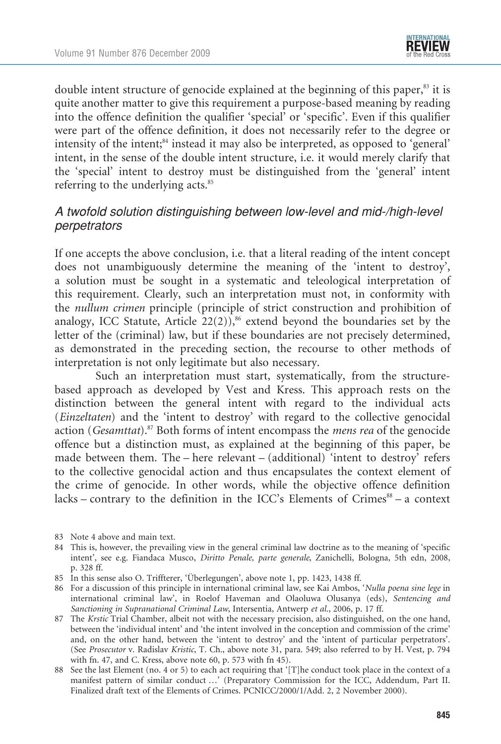double intent structure of genocide explained at the beginning of this paper,[83] it is quite another matter to give this requirement a purpose-based meaning by reading into the offence definition the qualifier 'special' or 'specific'. Even if this qualifier were part of the offence definition, it does not necessarily refer to the degree or intensity of the intent;[84] instead it may also be interpreted, as opposed to 'general' intent, in the sense of the double intent structure, i.e. it would merely clarify that the 'special' intent to destroy must be distinguished from the 'general' intent referring to the underlying acts.[85]

### *A twofold solution distinguishing between low-level and mid-/high-level perpetrators*

If one accepts the above conclusion, i.e. that a literal reading of the intent concept does not unambiguously determine the meaning of the 'intent to destroy', a solution must be sought in a systematic and teleological interpretation of this requirement. Clearly, such an interpretation must not, in conformity with the *nullum crimen* principle (principle of strict construction and prohibition of analogy, ICC Statute, Article 22(2)),[86] extend beyond the boundaries set by the letter of the (criminal) law, but if these boundaries are not precisely determined, as demonstrated in the preceding section, the recourse to other methods of interpretation is not only legitimate but also necessary.

Such an interpretation must start, systematically, from the structure-based approach as developed by Vest and Kress. This approach rests on the distinction between the general intent with regard to the individual acts (*Einzeltaten*) and the 'intent to destroy' with regard to the collective genocidal action (*Gesamttat*).[87] Both forms of intent encompass the *mens rea* of the genocide offence but a distinction must, as explained at the beginning of this paper, be made between them. The – here relevant – (additional) 'intent to destroy' refers to the collective genocidal action and thus encapsulates the context element of the crime of genocide. In other words, while the objective offence definition lacks – contrary to the definition in the ICC's Elements of Crimes[88] – a context

---

83 Note 4 above and main text.

84 This is, however, the prevailing view in the general criminal law doctrine as to the meaning of 'specific intent', see e.g. Fiandaca Musco, *Diritto Penale, parte generale*, Zanichelli, Bologna, 5th edn, 2008, p. 328 ff.

85 In this sense also O. Triffterer, 'Überlegungen', above note 1, pp. 1423, 1438 ff.

86 For a discussion of this principle in international criminal law, see Kai Ambos, '*Nulla poena sine lege* in international criminal law', in Roelof Haveman and Olaoluwa Olusanya (eds), *Sentencing and Sanctioning in Supranational Criminal Law*, Intersentia, Antwerp *et al.*, 2006, p. 17 ff.

87 The *Krstic* Trial Chamber, albeit not with the necessary precision, also distinguished, on the one hand, between the 'individual intent' and 'the intent involved in the conception and commission of the crime' and, on the other hand, between the 'intent to destroy' and the 'intent of particular perpetrators'. (See *Prosecutor* v. Radislav *Kristic*, T. Ch., above note 31, para. 549; also referred to by H. Vest, p. 794 with fn. 47, and C. Kress, above note 60, p. 573 with fn 45).

88 See the last Element (no. 4 or 5) to each act requiring that '[T]he conduct took place in the context of a manifest pattern of similar conduct …' (Preparatory Commission for the ICC, Addendum, Part II. Finalized draft text of the Elements of Crimes. PCNICC/2000/1/Add. 2, 2 November 2000).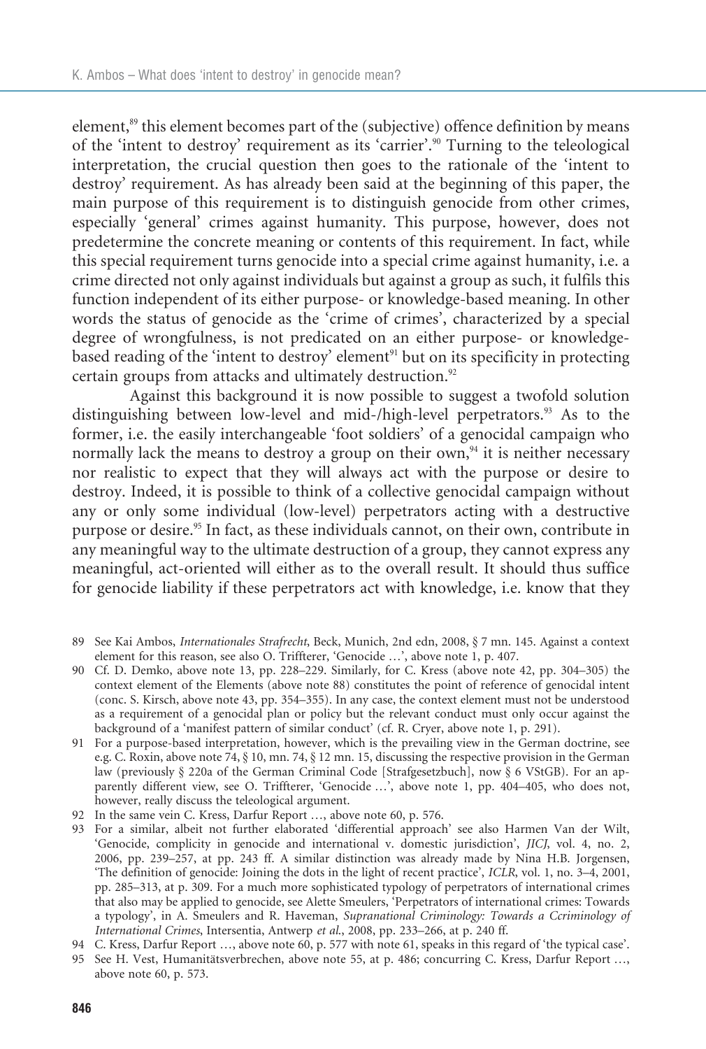element,[89] this element becomes part of the (subjective) offence definition by means of the 'intent to destroy' requirement as its 'carrier'.[90] Turning to the teleological interpretation, the crucial question then goes to the rationale of the 'intent to destroy' requirement. As has already been said at the beginning of this paper, the main purpose of this requirement is to distinguish genocide from other crimes, especially 'general' crimes against humanity. This purpose, however, does not predetermine the concrete meaning or contents of this requirement. In fact, while this special requirement turns genocide into a special crime against humanity, i.e. a crime directed not only against individuals but against a group as such, it fulfils this function independent of its either purpose- or knowledge-based meaning. In other words the status of genocide as the 'crime of crimes', characterized by a special degree of wrongfulness, is not predicated on an either purpose- or knowledge-based reading of the 'intent to destroy' element[91] but on its specificity in protecting certain groups from attacks and ultimately destruction.[92]

Against this background it is now possible to suggest a twofold solution distinguishing between low-level and mid-/high-level perpetrators.[93] As to the former, i.e. the easily interchangeable 'foot soldiers' of a genocidal campaign who normally lack the means to destroy a group on their own,[94] it is neither necessary nor realistic to expect that they will always act with the purpose or desire to destroy. Indeed, it is possible to think of a collective genocidal campaign without any or only some individual (low-level) perpetrators acting with a destructive purpose or desire.[95] In fact, as these individuals cannot, on their own, contribute in any meaningful way to the ultimate destruction of a group, they cannot express any meaningful, act-oriented will either as to the overall result. It should thus suffice for genocide liability if these perpetrators act with knowledge, i.e. know that they

89 See Kai Ambos, *Internationales Strafrecht*, Beck, Munich, 2nd edn, 2008, § 7 mn. 145. Against a context element for this reason, see also O. Triffterer, 'Genocide …', above note 1, p. 407.

90 Cf. D. Demko, above note 13, pp. 228–229. Similarly, for C. Kress (above note 42, pp. 304–305) the context element of the Elements (above note 88) constitutes the point of reference of genocidal intent (conc. S. Kirsch, above note 43, pp. 354–355). In any case, the context element must not be understood as a requirement of a genocidal plan or policy but the relevant conduct must only occur against the background of a 'manifest pattern of similar conduct' (cf. R. Cryer, above note 1, p. 291).

91 For a purpose-based interpretation, however, which is the prevailing view in the German doctrine, see e.g. C. Roxin, above note 74, § 10, mn. 74, § 12 mn. 15, discussing the respective provision in the German law (previously § 220a of the German Criminal Code [Strafgesetzbuch], now § 6 VStGB). For an apparently different view, see O. Triffterer, 'Genocide …', above note 1, pp. 404–405, who does not, however, really discuss the teleological argument.

92 In the same vein C. Kress, Darfur Report …, above note 60, p. 576.

93 For a similar, albeit not further elaborated 'differential approach' see also Harmen Van der Wilt, 'Genocide, complicity in genocide and international v. domestic jurisdiction', *JICJ*, vol. 4, no. 2, 2006, pp. 239–257, at pp. 243 ff. A similar distinction was already made by Nina H.B. Jorgensen, 'The definition of genocide: Joining the dots in the light of recent practice', *ICLR*, vol. 1, no. 3–4, 2001, pp. 285–313, at p. 309. For a much more sophisticated typology of perpetrators of international crimes that also may be applied to genocide, see Alette Smeulers, 'Perpetrators of international crimes: Towards a typology', in A. Smeulers and R. Haveman, *Supranational Criminology: Towards a Ccriminology of International Crimes*, Intersentia, Antwerp *et al.*, 2008, pp. 233–266, at p. 240 ff.

94 C. Kress, Darfur Report …, above note 60, p. 577 with note 61, speaks in this regard of 'the typical case'.

95 See H. Vest, Humanitätsverbrechen, above note 55, at p. 486; concurring C. Kress, Darfur Report …, above note 60, p. 573.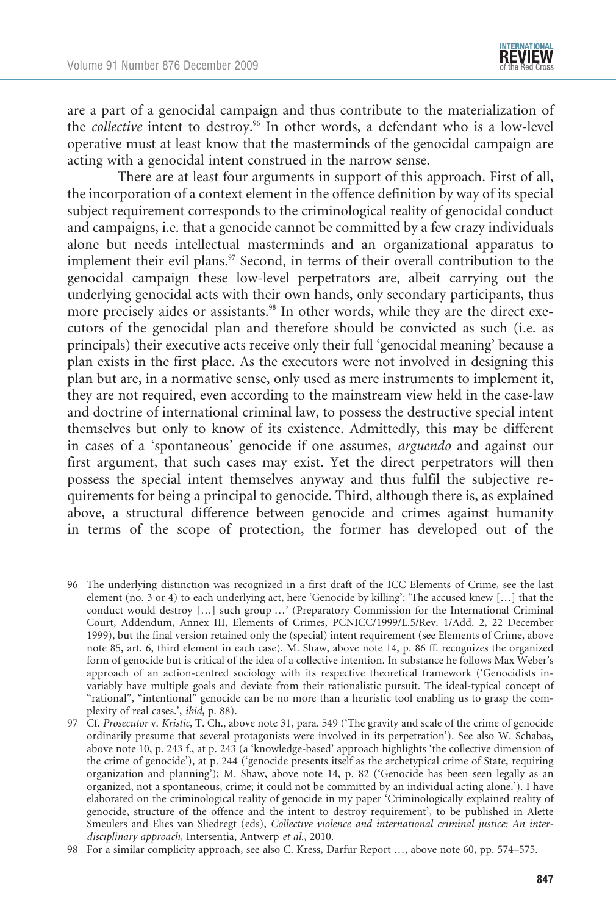are a part of a genocidal campaign and thus contribute to the materialization of the *collective* intent to destroy.[96] In other words, a defendant who is a low-level operative must at least know that the masterminds of the genocidal campaign are acting with a genocidal intent construed in the narrow sense.

There are at least four arguments in support of this approach. First of all, the incorporation of a context element in the offence definition by way of its special subject requirement corresponds to the criminological reality of genocidal conduct and campaigns, i.e. that a genocide cannot be committed by a few crazy individuals alone but needs intellectual masterminds and an organizational apparatus to implement their evil plans.[97] Second, in terms of their overall contribution to the genocidal campaign these low-level perpetrators are, albeit carrying out the underlying genocidal acts with their own hands, only secondary participants, thus more precisely aides or assistants.[98] In other words, while they are the direct executors of the genocidal plan and therefore should be convicted as such (i.e. as principals) their executive acts receive only their full 'genocidal meaning' because a plan exists in the first place. As the executors were not involved in designing this plan but are, in a normative sense, only used as mere instruments to implement it, they are not required, even according to the mainstream view held in the case-law and doctrine of international criminal law, to possess the destructive special intent themselves but only to know of its existence. Admittedly, this may be different in cases of a 'spontaneous' genocide if one assumes, *arguendo* and against our first argument, that such cases may exist. Yet the direct perpetrators will then possess the special intent themselves anyway and thus fulfil the subjective requirements for being a principal to genocide. Third, although there is, as explained above, a structural difference between genocide and crimes against humanity in terms of the scope of protection, the former has developed out of the

96 The underlying distinction was recognized in a first draft of the ICC Elements of Crime, see the last element (no. 3 or 4) to each underlying act, here 'Genocide by killing': 'The accused knew […] that the conduct would destroy […] such group …' (Preparatory Commission for the International Criminal Court, Addendum, Annex III, Elements of Crimes, PCNICC/1999/L.5/Rev. 1/Add. 2, 22 December 1999), but the final version retained only the (special) intent requirement (see Elements of Crime, above note 85, art. 6, third element in each case). M. Shaw, above note 14, p. 86 ff. recognizes the organized form of genocide but is critical of the idea of a collective intention. In substance he follows Max Weber's approach of an action-centred sociology with its respective theoretical framework ('Genocidists invariably have multiple goals and deviate from their rationalistic pursuit. The ideal-typical concept of "rational", "intentional" genocide can be no more than a heuristic tool enabling us to grasp the complexity of real cases.', *ibid*, p. 88).

97 Cf. *Prosecutor* v. *Kristic*, T. Ch., above note 31, para. 549 ('The gravity and scale of the crime of genocide ordinarily presume that several protagonists were involved in its perpetration'). See also W. Schabas, above note 10, p. 243 f., at p. 243 (a 'knowledge-based' approach highlights 'the collective dimension of the crime of genocide'), at p. 244 ('genocide presents itself as the archetypical crime of State, requiring organization and planning'); M. Shaw, above note 14, p. 82 ('Genocide has been seen legally as an organized, not a spontaneous, crime; it could not be committed by an individual acting alone.'). I have elaborated on the criminological reality of genocide in my paper 'Criminologically explained reality of genocide, structure of the offence and the intent to destroy requirement', to be published in Alette Smeulers and Elies van Sliedregt (eds), *Collective violence and international criminal justice: An interdisciplinary approach*, Intersentia, Antwerp *et al*., 2010.

98 For a similar complicity approach, see also C. Kress, Darfur Report …, above note 60, pp. 574–575.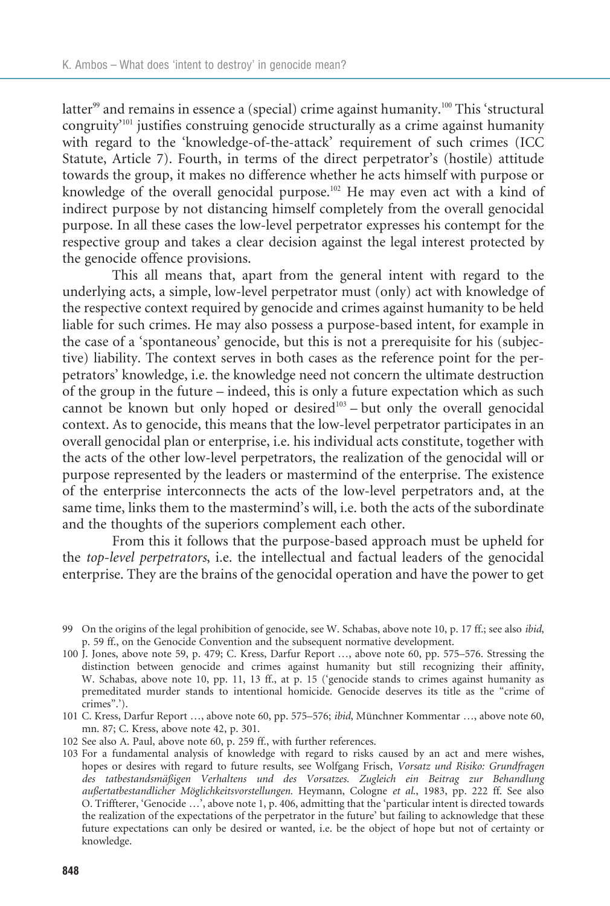latter[99] and remains in essence a (special) crime against humanity.[100] This 'structural congruity'[101] justifies construing genocide structurally as a crime against humanity with regard to the 'knowledge-of-the-attack' requirement of such crimes (ICC Statute, Article 7). Fourth, in terms of the direct perpetrator's (hostile) attitude towards the group, it makes no difference whether he acts himself with purpose or knowledge of the overall genocidal purpose.[102] He may even act with a kind of indirect purpose by not distancing himself completely from the overall genocidal purpose. In all these cases the low-level perpetrator expresses his contempt for the respective group and takes a clear decision against the legal interest protected by the genocide offence provisions.

This all means that, apart from the general intent with regard to the underlying acts, a simple, low-level perpetrator must (only) act with knowledge of the respective context required by genocide and crimes against humanity to be held liable for such crimes. He may also possess a purpose-based intent, for example in the case of a 'spontaneous' genocide, but this is not a prerequisite for his (subjective) liability. The context serves in both cases as the reference point for the perpetrators' knowledge, i.e. the knowledge need not concern the ultimate destruction of the group in the future – indeed, this is only a future expectation which as such cannot be known but only hoped or desired[103] – but only the overall genocidal context. As to genocide, this means that the low-level perpetrator participates in an overall genocidal plan or enterprise, i.e. his individual acts constitute, together with the acts of the other low-level perpetrators, the realization of the genocidal will or purpose represented by the leaders or mastermind of the enterprise. The existence of the enterprise interconnects the acts of the low-level perpetrators and, at the same time, links them to the mastermind's will, i.e. both the acts of the subordinate and the thoughts of the superiors complement each other.

From this it follows that the purpose-based approach must be upheld for the *top-level perpetrators*, i.e. the intellectual and factual leaders of the genocidal enterprise. They are the brains of the genocidal operation and have the power to get

99 On the origins of the legal prohibition of genocide, see W. Schabas, above note 10, p. 17 ff.; see also *ibid*, p. 59 ff., on the Genocide Convention and the subsequent normative development.

100 J. Jones, above note 59, p. 479; C. Kress, Darfur Report …, above note 60, pp. 575–576. Stressing the distinction between genocide and crimes against humanity but still recognizing their affinity, W. Schabas, above note 10, pp. 11, 13 ff., at p. 15 ('genocide stands to crimes against humanity as premeditated murder stands to intentional homicide. Genocide deserves its title as the "crime of crimes".').

101 C. Kress, Darfur Report …, above note 60, pp. 575–576; *ibid*, Münchner Kommentar …, above note 60, mn. 87; C. Kress, above note 42, p. 301.

102 See also A. Paul, above note 60, p. 259 ff., with further references.

103 For a fundamental analysis of knowledge with regard to risks caused by an act and mere wishes, hopes or desires with regard to future results, see Wolfgang Frisch, *Vorsatz und Risiko: Grundfragen des tatbestandsmäßigen Verhaltens und des Vorsatzes. Zugleich ein Beitrag zur Behandlung außertatbestandlicher Möglichkeitsvorstellungen.* Heymann, Cologne *et al.*, 1983, pp. 222 ff. See also O. Triffterer, 'Genocide …', above note 1, p. 406, admitting that the 'particular intent is directed towards the realization of the expectations of the perpetrator in the future' but failing to acknowledge that these future expectations can only be desired or wanted, i.e. be the object of hope but not of certainty or knowledge.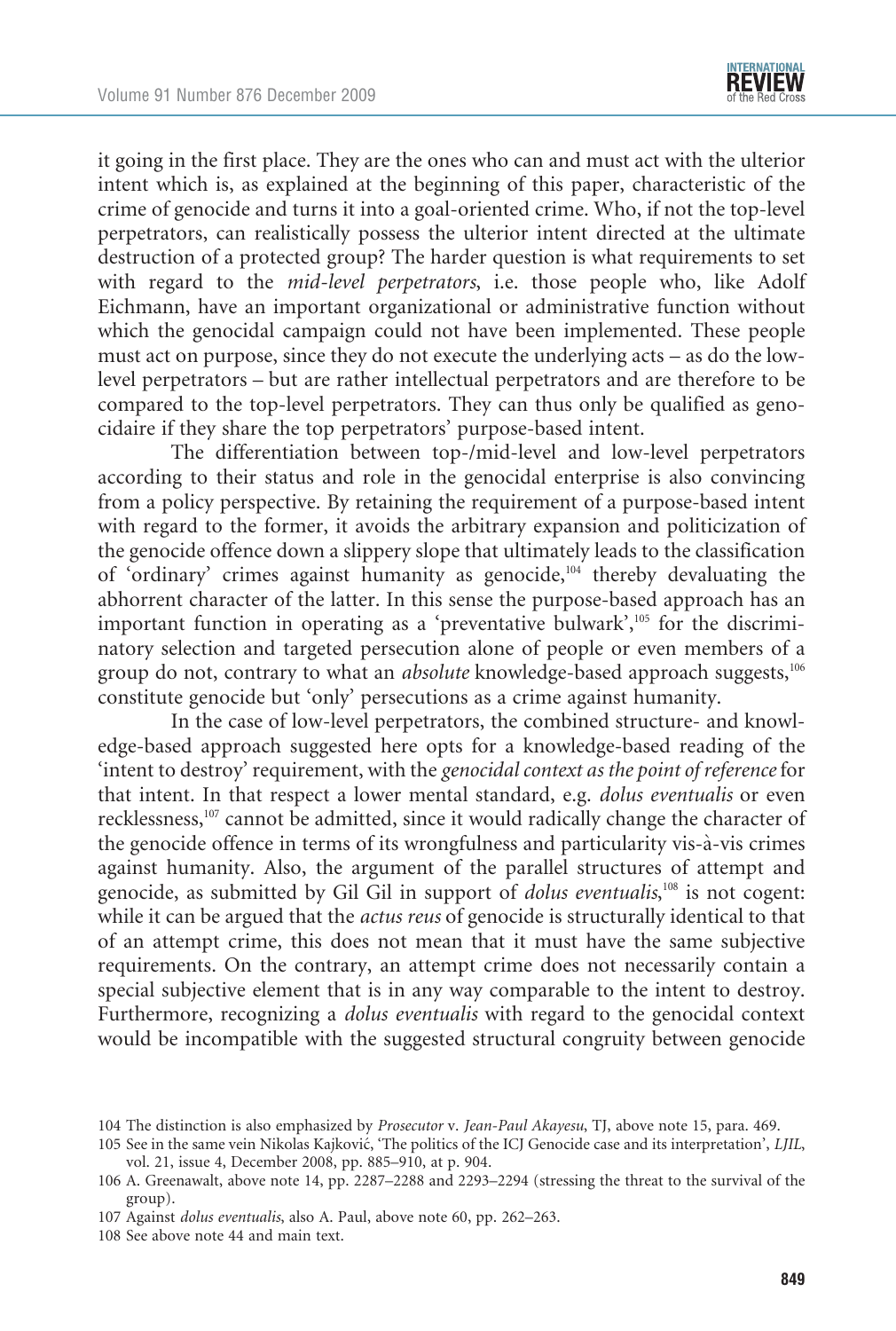it going in the first place. They are the ones who can and must act with the ulterior intent which is, as explained at the beginning of this paper, characteristic of the crime of genocide and turns it into a goal-oriented crime. Who, if not the top-level perpetrators, can realistically possess the ulterior intent directed at the ultimate destruction of a protected group? The harder question is what requirements to set with regard to the *mid-level perpetrators*, i.e. those people who, like Adolf Eichmann, have an important organizational or administrative function without which the genocidal campaign could not have been implemented. These people must act on purpose, since they do not execute the underlying acts – as do the low-level perpetrators – but are rather intellectual perpetrators and are therefore to be compared to the top-level perpetrators. They can thus only be qualified as genocidaire if they share the top perpetrators' purpose-based intent.

The differentiation between top-/mid-level and low-level perpetrators according to their status and role in the genocidal enterprise is also convincing from a policy perspective. By retaining the requirement of a purpose-based intent with regard to the former, it avoids the arbitrary expansion and politicization of the genocide offence down a slippery slope that ultimately leads to the classification of 'ordinary' crimes against humanity as genocide,[104] thereby devaluating the abhorrent character of the latter. In this sense the purpose-based approach has an important function in operating as a 'preventative bulwark',[105] for the discriminatory selection and targeted persecution alone of people or even members of a group do not, contrary to what an *absolute* knowledge-based approach suggests,[106] constitute genocide but 'only' persecutions as a crime against humanity.

In the case of low-level perpetrators, the combined structure- and knowledge-based approach suggested here opts for a knowledge-based reading of the 'intent to destroy' requirement, with the *genocidal context as the point of reference* for that intent. In that respect a lower mental standard, e.g. *dolus eventualis* or even recklessness,[107] cannot be admitted, since it would radically change the character of the genocide offence in terms of its wrongfulness and particularity vis-à-vis crimes against humanity. Also, the argument of the parallel structures of attempt and genocide, as submitted by Gil Gil in support of *dolus eventualis*,[108] is not cogent: while it can be argued that the *actus reus* of genocide is structurally identical to that of an attempt crime, this does not mean that it must have the same subjective requirements. On the contrary, an attempt crime does not necessarily contain a special subjective element that is in any way comparable to the intent to destroy. Furthermore, recognizing a *dolus eventualis* with regard to the genocidal context would be incompatible with the suggested structural congruity between genocide

104 The distinction is also emphasized by *Prosecutor* v. *Jean-Paul Akayesu*, TJ, above note 15, para. 469.

105 See in the same vein Nikolas Kajković, 'The politics of the ICJ Genocide case and its interpretation', *LJIL*, vol. 21, issue 4, December 2008, pp. 885–910, at p. 904.

106 A. Greenawalt, above note 14, pp. 2287–2288 and 2293–2294 (stressing the threat to the survival of the group).

107 Against *dolus eventualis*, also A. Paul, above note 60, pp. 262–263.

108 See above note 44 and main text.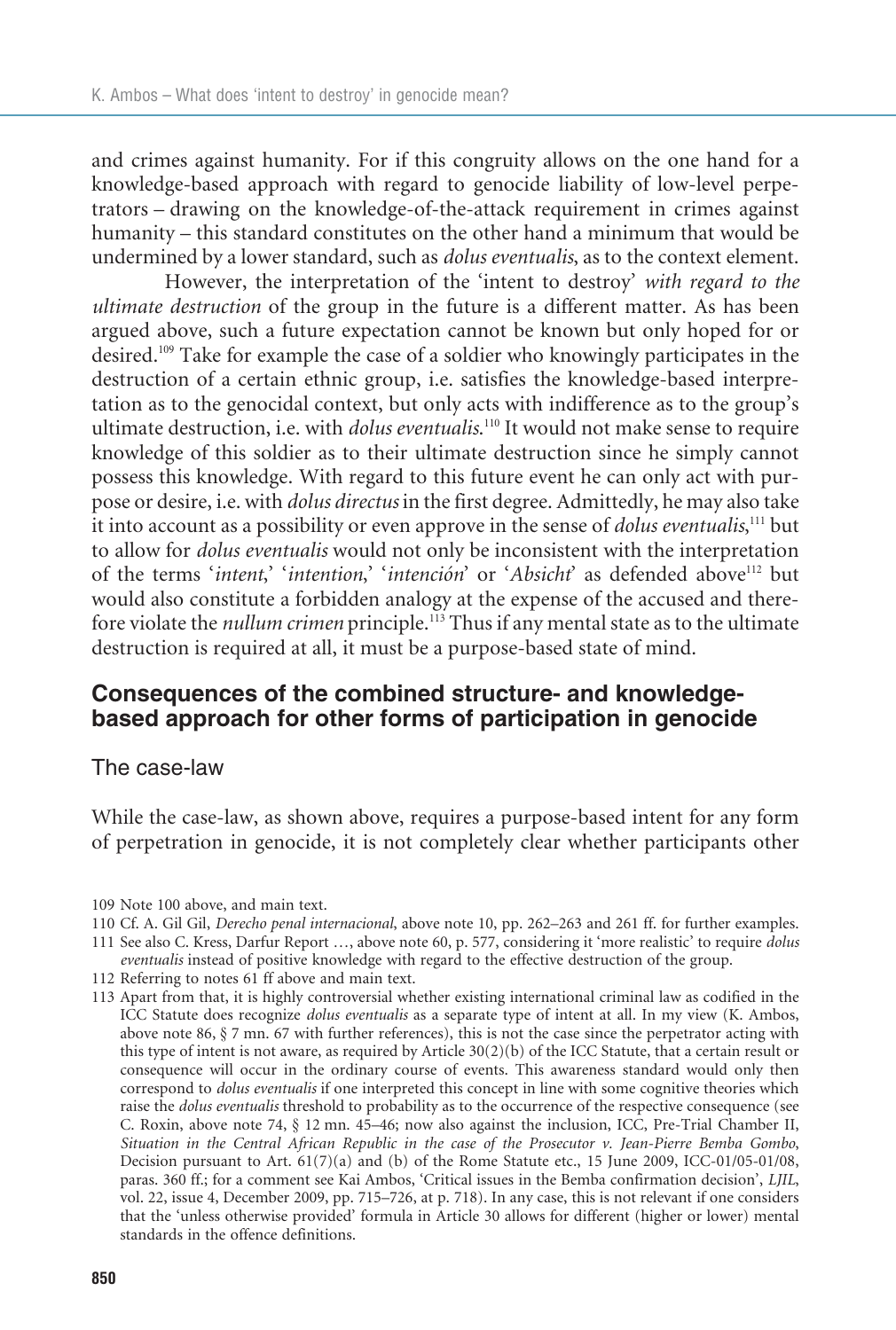and crimes against humanity. For if this congruity allows on the one hand for a knowledge-based approach with regard to genocide liability of low-level perpetrators – drawing on the knowledge-of-the-attack requirement in crimes against humanity – this standard constitutes on the other hand a minimum that would be undermined by a lower standard, such as *dolus eventualis*, as to the context element.

However, the interpretation of the 'intent to destroy' *with regard to the ultimate destruction* of the group in the future is a different matter. As has been argued above, such a future expectation cannot be known but only hoped for or desired.[109] Take for example the case of a soldier who knowingly participates in the destruction of a certain ethnic group, i.e. satisfies the knowledge-based interpretation as to the genocidal context, but only acts with indifference as to the group's ultimate destruction, i.e. with *dolus eventualis*.[110] It would not make sense to require knowledge of this soldier as to their ultimate destruction since he simply cannot possess this knowledge. With regard to this future event he can only act with purpose or desire, i.e. with *dolus directus* in the first degree. Admittedly, he may also take it into account as a possibility or even approve in the sense of *dolus eventualis*,[111] but to allow for *dolus eventualis* would not only be inconsistent with the interpretation of the terms '*intent*,' '*intention*,' '*intención*' or '*Absicht*' as defended above[112] but would also constitute a forbidden analogy at the expense of the accused and therefore violate the *nullum crimen* principle.[113] Thus if any mental state as to the ultimate destruction is required at all, it must be a purpose-based state of mind.

## Consequences of the combined structure- and knowledge-based approach for other forms of participation in genocide

### The case-law

While the case-law, as shown above, requires a purpose-based intent for any form of perpetration in genocide, it is not completely clear whether participants other

109 Note 100 above, and main text.

110 Cf. A. Gil Gil, *Derecho penal internacional*, above note 10, pp. 262–263 and 261 ff. for further examples.

111 See also C. Kress, Darfur Report …, above note 60, p. 577, considering it 'more realistic' to require *dolus eventualis* instead of positive knowledge with regard to the effective destruction of the group.

112 Referring to notes 61 ff above and main text.

113 Apart from that, it is highly controversial whether existing international criminal law as codified in the ICC Statute does recognize *dolus eventualis* as a separate type of intent at all. In my view (K. Ambos, above note 86, § 7 mn. 67 with further references), this is not the case since the perpetrator acting with this type of intent is not aware, as required by Article 30(2)(b) of the ICC Statute, that a certain result or consequence will occur in the ordinary course of events. This awareness standard would only then correspond to *dolus eventualis* if one interpreted this concept in line with some cognitive theories which raise the *dolus eventualis* threshold to probability as to the occurrence of the respective consequence (see C. Roxin, above note 74, § 12 mn. 45–46; now also against the inclusion, ICC, Pre-Trial Chamber II, *Situation in the Central African Republic in the case of the Prosecutor v. Jean-Pierre Bemba Gombo*, Decision pursuant to Art. 61(7)(a) and (b) of the Rome Statute etc., 15 June 2009, ICC-01/05-01/08, paras. 360 ff.; for a comment see Kai Ambos, 'Critical issues in the Bemba confirmation decision', *LJIL*, vol. 22, issue 4, December 2009, pp. 715–726, at p. 718). In any case, this is not relevant if one considers that the 'unless otherwise provided' formula in Article 30 allows for different (higher or lower) mental standards in the offence definitions.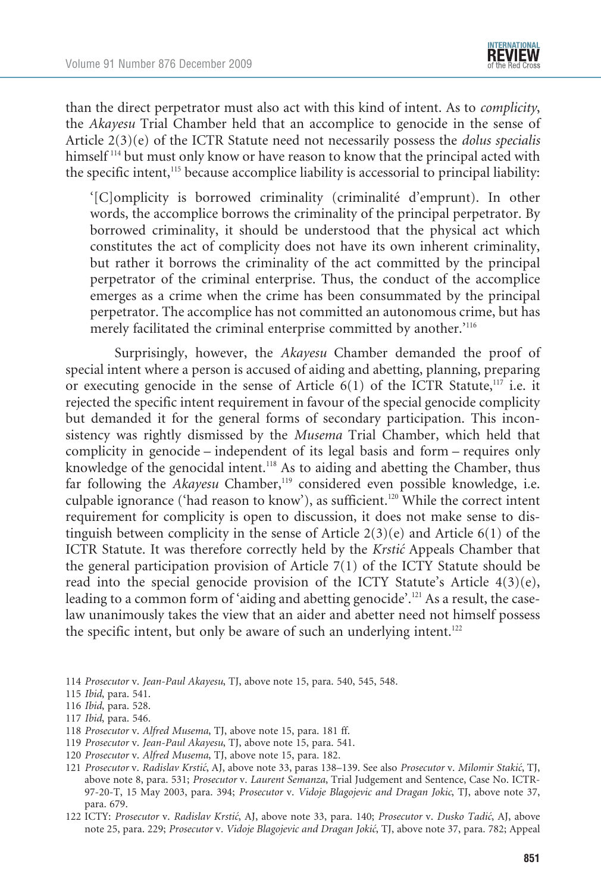than the direct perpetrator must also act with this kind of intent. As to *complicity*, the *Akayesu* Trial Chamber held that an accomplice to genocide in the sense of Article 2(3)(e) of the ICTR Statute need not necessarily possess the *dolus specialis* himself[114] but must only know or have reason to know that the principal acted with the specific intent,[115] because accomplice liability is accessorial to principal liability:

> '[C]omplicity is borrowed criminality (criminalité d'emprunt). In other words, the accomplice borrows the criminality of the principal perpetrator. By borrowed criminality, it should be understood that the physical act which constitutes the act of complicity does not have its own inherent criminality, but rather it borrows the criminality of the act committed by the principal perpetrator of the criminal enterprise. Thus, the conduct of the accomplice emerges as a crime when the crime has been consummated by the principal perpetrator. The accomplice has not committed an autonomous crime, but has merely facilitated the criminal enterprise committed by another.'[116]

Surprisingly, however, the *Akayesu* Chamber demanded the proof of special intent where a person is accused of aiding and abetting, planning, preparing or executing genocide in the sense of Article 6(1) of the ICTR Statute,[117] i.e. it rejected the specific intent requirement in favour of the special genocide complicity but demanded it for the general forms of secondary participation. This inconsistency was rightly dismissed by the *Musema* Trial Chamber, which held that complicity in genocide – independent of its legal basis and form – requires only knowledge of the genocidal intent.[118] As to aiding and abetting the Chamber, thus far following the *Akayesu* Chamber,[119] considered even possible knowledge, i.e. culpable ignorance ('had reason to know'), as sufficient.[120] While the correct intent requirement for complicity is open to discussion, it does not make sense to distinguish between complicity in the sense of Article 2(3)(e) and Article 6(1) of the ICTR Statute. It was therefore correctly held by the *Krstić* Appeals Chamber that the general participation provision of Article 7(1) of the ICTY Statute should be read into the special genocide provision of the ICTY Statute's Article 4(3)(e), leading to a common form of 'aiding and abetting genocide'.[121] As a result, the case-law unanimously takes the view that an aider and abetter need not himself possess the specific intent, but only be aware of such an underlying intent.[122]

114 *Prosecutor* v. *Jean-Paul Akayesu*, TJ, above note 15, para. 540, 545, 548.

115 *Ibid*, para. 541.

116 *Ibid*, para. 528.

117 *Ibid*, para. 546.

118 *Prosecutor* v. *Alfred Musema*, TJ, above note 15, para. 181 ff.

119 *Prosecutor* v. *Jean-Paul Akayesu*, TJ, above note 15, para. 541.

120 *Prosecutor* v. *Alfred Musema*, TJ, above note 15, para. 182.

121 *Prosecutor* v. *Radislav Krstić*, AJ, above note 33, paras 138–139. See also *Prosecutor* v. *Milomir Stakić*, TJ, above note 8, para. 531; *Prosecutor* v. *Laurent Semanza*, Trial Judgement and Sentence, Case No. ICTR-97-20-T, 15 May 2003, para. 394; *Prosecutor* v. *Vidoje Blagojevic and Dragan Jokic*, TJ, above note 37, para. 679.

122 ICTY: *Prosecutor* v. *Radislav Krstić*, AJ, above note 33, para. 140; *Prosecutor* v. *Dusko Tadić*, AJ, above note 25, para. 229; *Prosecutor* v. *Vidoje Blagojevic and Dragan Jokić*, TJ, above note 37, para. 782; Appeal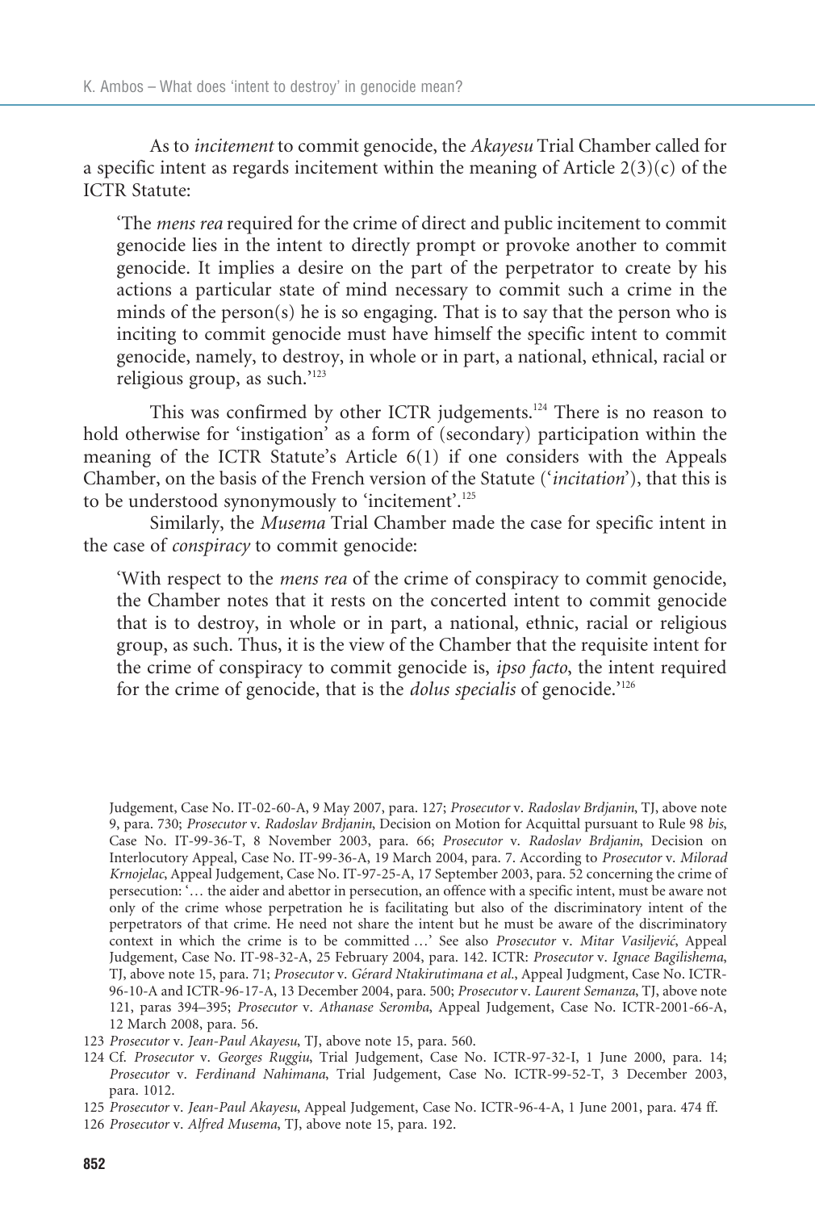As to *incitement* to commit genocide, the *Akayesu* Trial Chamber called for a specific intent as regards incitement within the meaning of Article 2(3)(c) of the ICTR Statute:

> 'The *mens rea* required for the crime of direct and public incitement to commit genocide lies in the intent to directly prompt or provoke another to commit genocide. It implies a desire on the part of the perpetrator to create by his actions a particular state of mind necessary to commit such a crime in the minds of the person(s) he is so engaging. That is to say that the person who is inciting to commit genocide must have himself the specific intent to commit genocide, namely, to destroy, in whole or in part, a national, ethnical, racial or religious group, as such.'[123]

This was confirmed by other ICTR judgements.[124] There is no reason to hold otherwise for 'instigation' as a form of (secondary) participation within the meaning of the ICTR Statute's Article 6(1) if one considers with the Appeals Chamber, on the basis of the French version of the Statute ('*incitation*'), that this is to be understood synonymously to 'incitement'.[125]

Similarly, the *Musema* Trial Chamber made the case for specific intent in the case of *conspiracy* to commit genocide:

> 'With respect to the *mens rea* of the crime of conspiracy to commit genocide, the Chamber notes that it rests on the concerted intent to commit genocide that is to destroy, in whole or in part, a national, ethnic, racial or religious group, as such. Thus, it is the view of the Chamber that the requisite intent for the crime of conspiracy to commit genocide is, *ipso facto*, the intent required for the crime of genocide, that is the *dolus specialis* of genocide.'[126]

---

Judgement, Case No. IT-02-60-A, 9 May 2007, para. 127; *Prosecutor* v. *Radoslav Brdjanin*, TJ, above note 9, para. 730; *Prosecutor* v. *Radoslav Brdjanin*, Decision on Motion for Acquittal pursuant to Rule 98 *bis*, Case No. IT-99-36-T, 8 November 2003, para. 66; *Prosecutor* v. *Radoslav Brdjanin*, Decision on Interlocutory Appeal, Case No. IT-99-36-A, 19 March 2004, para. 7. According to *Prosecutor* v. *Milorad Krnojelac*, Appeal Judgement, Case No. IT-97-25-A, 17 September 2003, para. 52 concerning the crime of persecution: '… the aider and abettor in persecution, an offence with a specific intent, must be aware not only of the crime whose perpetration he is facilitating but also of the discriminatory intent of the perpetrators of that crime. He need not share the intent but he must be aware of the discriminatory context in which the crime is to be committed …' See also *Prosecutor* v. *Mitar Vasiljević*, Appeal Judgement, Case No. IT-98-32-A, 25 February 2004, para. 142. ICTR: *Prosecutor* v. *Ignace Bagilishema*, TJ, above note 15, para. 71; *Prosecutor* v. *Gérard Ntakirutimana et al.*, Appeal Judgment, Case No. ICTR-96-10-A and ICTR-96-17-A, 13 December 2004, para. 500; *Prosecutor* v. *Laurent Semanza*, TJ, above note 121, paras 394–395; *Prosecutor* v. *Athanase Seromba*, Appeal Judgement, Case No. ICTR-2001-66-A, 12 March 2008, para. 56.

123 *Prosecutor* v. *Jean-Paul Akayesu*, TJ, above note 15, para. 560.

124 Cf. *Prosecutor* v. *Georges Ruggiu*, Trial Judgement, Case No. ICTR-97-32-I, 1 June 2000, para. 14; *Prosecutor* v. *Ferdinand Nahimana*, Trial Judgement, Case No. ICTR-99-52-T, 3 December 2003, para. 1012.

125 *Prosecutor* v. *Jean-Paul Akayesu*, Appeal Judgement, Case No. ICTR-96-4-A, 1 June 2001, para. 474 ff.

126 *Prosecutor* v. *Alfred Musema*, TJ, above note 15, para. 192.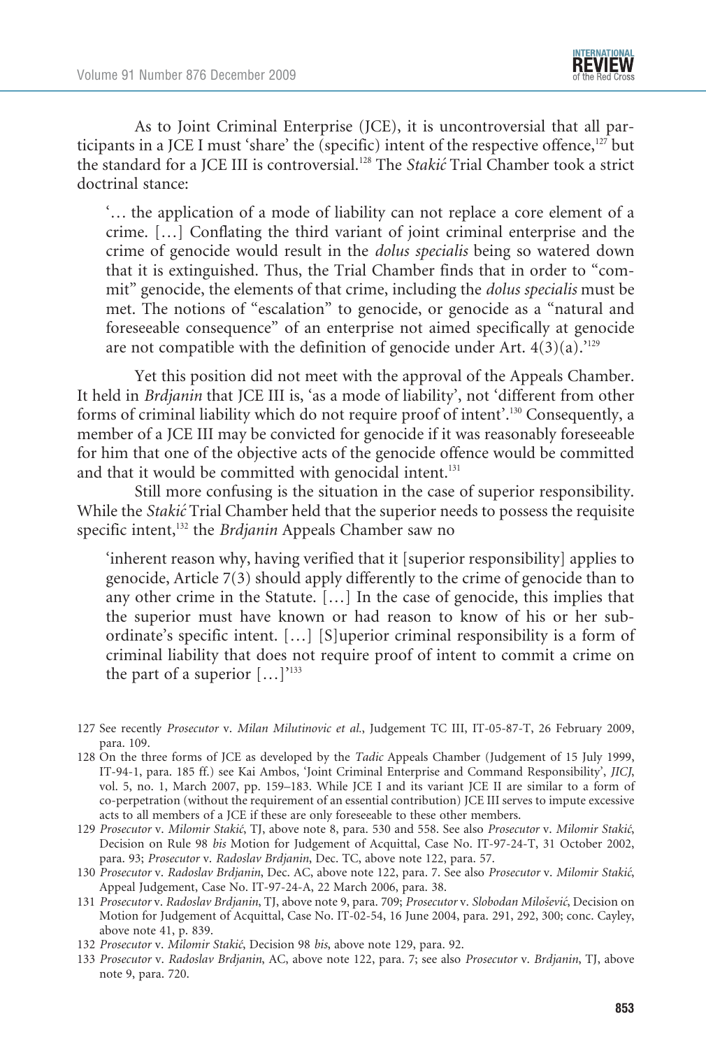As to Joint Criminal Enterprise (JCE), it is uncontroversial that all participants in a JCE I must 'share' the (specific) intent of the respective offence,[127] but the standard for a JCE III is controversial.[128] The *Stakić* Trial Chamber took a strict doctrinal stance:

> '… the application of a mode of liability can not replace a core element of a crime. […] Conflating the third variant of joint criminal enterprise and the crime of genocide would result in the *dolus specialis* being so watered down that it is extinguished. Thus, the Trial Chamber finds that in order to "commit" genocide, the elements of that crime, including the *dolus specialis* must be met. The notions of "escalation" to genocide, or genocide as a "natural and foreseeable consequence" of an enterprise not aimed specifically at genocide are not compatible with the definition of genocide under Art. 4(3)(a).'[129]

Yet this position did not meet with the approval of the Appeals Chamber. It held in *Brdjanin* that JCE III is, 'as a mode of liability', not 'different from other forms of criminal liability which do not require proof of intent'.[130] Consequently, a member of a JCE III may be convicted for genocide if it was reasonably foreseeable for him that one of the objective acts of the genocide offence would be committed and that it would be committed with genocidal intent.[131]

Still more confusing is the situation in the case of superior responsibility. While the *Stakić* Trial Chamber held that the superior needs to possess the requisite specific intent,[132] the *Brdjanin* Appeals Chamber saw no

> 'inherent reason why, having verified that it [superior responsibility] applies to genocide, Article 7(3) should apply differently to the crime of genocide than to any other crime in the Statute. […] In the case of genocide, this implies that the superior must have known or had reason to know of his or her subordinate's specific intent. […] [S]uperior criminal responsibility is a form of criminal liability that does not require proof of intent to commit a crime on the part of a superior […]'[133]

---

127 See recently *Prosecutor* v. *Milan Milutinovic et al.*, Judgement TC III, IT-05-87-T, 26 February 2009, para. 109.

128 On the three forms of JCE as developed by the *Tadic* Appeals Chamber (Judgement of 15 July 1999, IT-94-1, para. 185 ff.) see Kai Ambos, 'Joint Criminal Enterprise and Command Responsibility', *JICJ*, vol. 5, no. 1, March 2007, pp. 159–183. While JCE I and its variant JCE II are similar to a form of co-perpetration (without the requirement of an essential contribution) JCE III serves to impute excessive acts to all members of a JCE if these are only foreseeable to these other members.

129 *Prosecutor* v. *Milomir Stakić*, TJ, above note 8, para. 530 and 558. See also *Prosecutor* v. *Milomir Stakić*, Decision on Rule 98 *bis* Motion for Judgement of Acquittal, Case No. IT-97-24-T, 31 October 2002, para. 93; *Prosecutor* v. *Radoslav Brdjanin*, Dec. TC, above note 122, para. 57.

130 *Prosecutor* v. *Radoslav Brdjanin*, Dec. AC, above note 122, para. 7. See also *Prosecutor* v. *Milomir Stakić*, Appeal Judgement, Case No. IT-97-24-A, 22 March 2006, para. 38.

131 *Prosecutor* v. *Radoslav Brdjanin*, TJ, above note 9, para. 709; *Prosecutor* v. *Slobodan Milošević*, Decision on Motion for Judgement of Acquittal, Case No. IT-02-54, 16 June 2004, para. 291, 292, 300; conc. Cayley, above note 41, p. 839.

132 *Prosecutor* v. *Milomir Stakić*, Decision 98 *bis*, above note 129, para. 92.

133 *Prosecutor* v. *Radoslav Brdjanin*, AC, above note 122, para. 7; see also *Prosecutor* v. *Brdjanin*, TJ, above note 9, para. 720.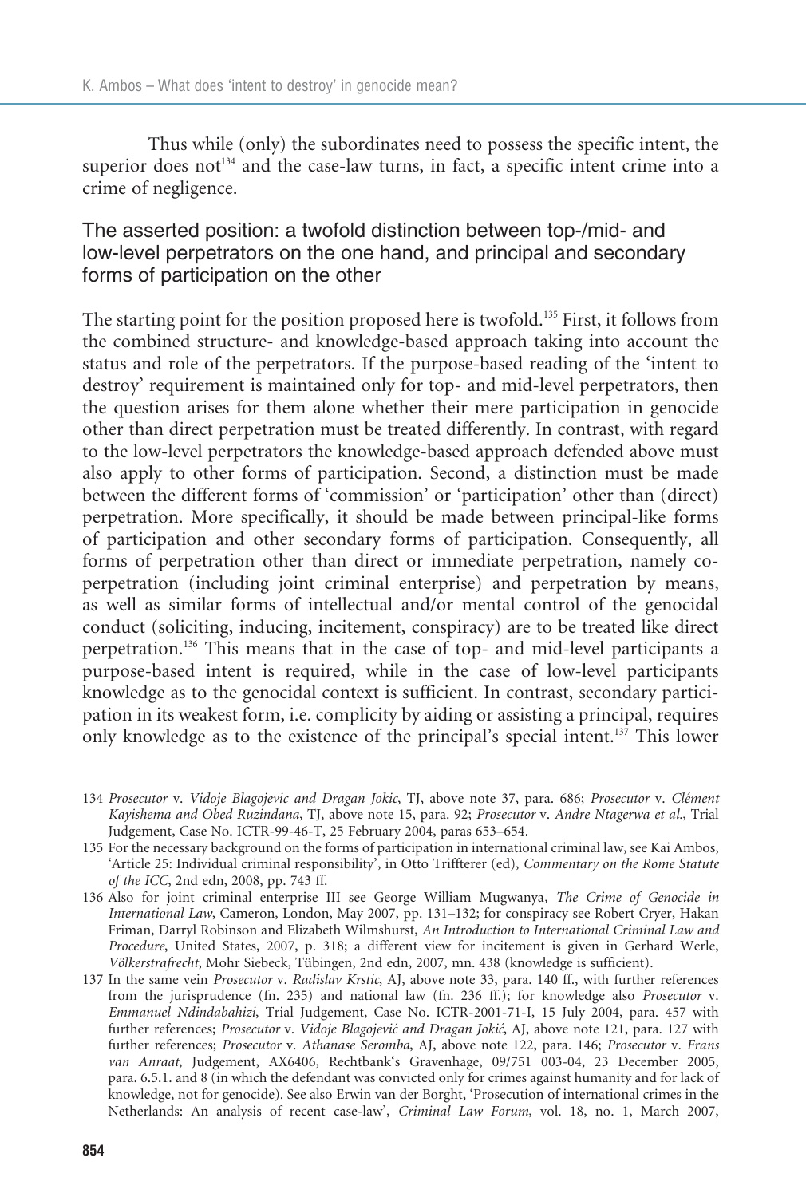Thus while (only) the subordinates need to possess the specific intent, the superior does not[134] and the case-law turns, in fact, a specific intent crime into a crime of negligence.

## The asserted position: a twofold distinction between top-/mid- and low-level perpetrators on the one hand, and principal and secondary forms of participation on the other

The starting point for the position proposed here is twofold.[135] First, it follows from the combined structure- and knowledge-based approach taking into account the status and role of the perpetrators. If the purpose-based reading of the 'intent to destroy' requirement is maintained only for top- and mid-level perpetrators, then the question arises for them alone whether their mere participation in genocide other than direct perpetration must be treated differently. In contrast, with regard to the low-level perpetrators the knowledge-based approach defended above must also apply to other forms of participation. Second, a distinction must be made between the different forms of 'commission' or 'participation' other than (direct) perpetration. More specifically, it should be made between principal-like forms of participation and other secondary forms of participation. Consequently, all forms of perpetration other than direct or immediate perpetration, namely co-perpetration (including joint criminal enterprise) and perpetration by means, as well as similar forms of intellectual and/or mental control of the genocidal conduct (soliciting, inducing, incitement, conspiracy) are to be treated like direct perpetration.[136] This means that in the case of top- and mid-level participants a purpose-based intent is required, while in the case of low-level participants knowledge as to the genocidal context is sufficient. In contrast, secondary participation in its weakest form, i.e. complicity by aiding or assisting a principal, requires only knowledge as to the existence of the principal's special intent.[137] This lower

134 *Prosecutor* v. *Vidoje Blagojevic and Dragan Jokic*, TJ, above note 37, para. 686; *Prosecutor* v. *Clément Kayishema and Obed Ruzindana*, TJ, above note 15, para. 92; *Prosecutor* v. *Andre Ntagerwa et al.*, Trial Judgement, Case No. ICTR-99-46-T, 25 February 2004, paras 653–654.

135 For the necessary background on the forms of participation in international criminal law, see Kai Ambos, 'Article 25: Individual criminal responsibility', in Otto Triffterer (ed), *Commentary on the Rome Statute of the ICC*, 2nd edn, 2008, pp. 743 ff.

136 Also for joint criminal enterprise III see George William Mugwanya, *The Crime of Genocide in International Law*, Cameron, London, May 2007, pp. 131–132; for conspiracy see Robert Cryer, Hakan Friman, Darryl Robinson and Elizabeth Wilmshurst, *An Introduction to International Criminal Law and Procedure*, United States, 2007, p. 318; a different view for incitement is given in Gerhard Werle, *Völkerstrafrecht*, Mohr Siebeck, Tübingen, 2nd edn, 2007, mn. 438 (knowledge is sufficient).

137 In the same vein *Prosecutor* v. *Radislav Krstic*, AJ, above note 33, para. 140 ff., with further references from the jurisprudence (fn. 235) and national law (fn. 236 ff.); for knowledge also *Prosecutor* v. *Emmanuel Ndindabahizi*, Trial Judgement, Case No. ICTR-2001-71-I, 15 July 2004, para. 457 with further references; *Prosecutor* v. *Vidoje Blagojević and Dragan Jokić*, AJ, above note 121, para. 127 with further references; *Prosecutor* v. *Athanase Seromba*, AJ, above note 122, para. 146; *Prosecutor* v. *Frans van Anraat*, Judgement, AX6406, Rechtbank's Gravenhage, 09/751 003-04, 23 December 2005, para. 6.5.1. and 8 (in which the defendant was convicted only for crimes against humanity and for lack of knowledge, not for genocide). See also Erwin van der Borght, 'Prosecution of international crimes in the Netherlands: An analysis of recent case-law', *Criminal Law Forum*, vol. 18, no. 1, March 2007,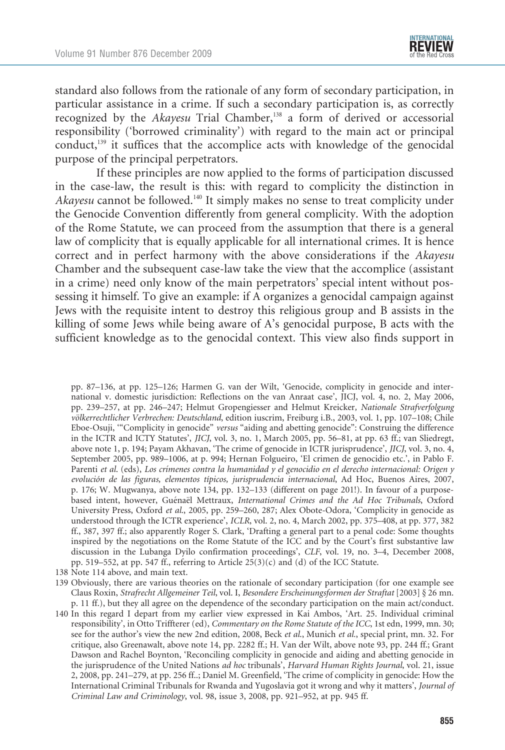standard also follows from the rationale of any form of secondary participation, in particular assistance in a crime. If such a secondary participation is, as correctly recognized by the *Akayesu* Trial Chamber,[138] a form of derived or accessorial responsibility ('borrowed criminality') with regard to the main act or principal conduct,[139] it suffices that the accomplice acts with knowledge of the genocidal purpose of the principal perpetrators.

If these principles are now applied to the forms of participation discussed in the case-law, the result is this: with regard to complicity the distinction in *Akayesu* cannot be followed.[140] It simply makes no sense to treat complicity under the Genocide Convention differently from general complicity. With the adoption of the Rome Statute, we can proceed from the assumption that there is a general law of complicity that is equally applicable for all international crimes. It is hence correct and in perfect harmony with the above considerations if the *Akayesu* Chamber and the subsequent case-law take the view that the accomplice (assistant in a crime) need only know of the main perpetrators' special intent without possessing it himself. To give an example: if A organizes a genocidal campaign against Jews with the requisite intent to destroy this religious group and B assists in the killing of some Jews while being aware of A's genocidal purpose, B acts with the sufficient knowledge as to the genocidal context. This view also finds support in

pp. 87–136, at pp. 125–126; Harmen G. van der Wilt, 'Genocide, complicity in genocide and international v. domestic jurisdiction: Reflections on the van Anraat case', JICJ, vol. 4, no. 2, May 2006, pp. 239–257, at pp. 246–247; Helmut Gropengiesser and Helmut Kreicker, *Nationale Strafverfolgung völkerrechtlicher Verbrechen: Deutschland*, edition iuscrim, Freiburg i.B., 2003, vol. 1, pp. 107–108; Chile Eboe-Osuji, '"Complicity in genocide" *versus* "aiding and abetting genocide": Construing the difference in the ICTR and ICTY Statutes', *JICJ*, vol. 3, no. 1, March 2005, pp. 56–81, at pp. 63 ff.; van Sliedregt, above note 1, p. 194; Payam Akhavan, 'The crime of genocide in ICTR jurisprudence', *JICJ*, vol. 3, no. 4, September 2005, pp. 989–1006, at p. 994; Hernan Folgueiro, 'El crimen de genocidio etc.', in Pablo F. Parenti *et al.* (eds), *Los crímenes contra la humanidad y el genocidio en el derecho internacional: Origen y evolución de las figuras, elementos típicos, jurisprudencia internacional*, Ad Hoc, Buenos Aires, 2007, p. 176; W. Mugwanya, above note 134, pp. 132–133 (different on page 201!). In favour of a purpose-based intent, however, Guénaël Mettraux, *International Crimes and the Ad Hoc Tribunals*, Oxford University Press, Oxford *et al.*, 2005, pp. 259–260, 287; Alex Obote-Odora, 'Complicity in genocide as understood through the ICTR experience', *ICLR*, vol. 2, no. 4, March 2002, pp. 375–408, at pp. 377, 382 ff., 387, 397 ff.; also apparently Roger S. Clark, 'Drafting a general part to a penal code: Some thoughts inspired by the negotiations on the Rome Statute of the ICC and by the Court's first substantive law discussion in the Lubanga Dyilo confirmation proceedings', *CLF*, vol. 19, no. 3–4, December 2008, pp. 519–552, at pp. 547 ff., referring to Article 25(3)(c) and (d) of the ICC Statute.

138 Note 114 above, and main text.

139 Obviously, there are various theories on the rationale of secondary participation (for one example see Claus Roxin, *Strafrecht Allgemeiner Teil*, vol. I, *Besondere Erscheinungsformen der Straftat* [2003] § 26 mn. p. 11 ff.), but they all agree on the dependence of the secondary participation on the main act/conduct.

140 In this regard I depart from my earlier view expressed in Kai Ambos, 'Art. 25. Individual criminal responsibility', in Otto Triffterer (ed), *Commentary on the Rome Statute of the ICC*, 1st edn, 1999, mn. 30; see for the author's view the new 2nd edition, 2008, Beck *et al.*, Munich *et al.*, special print, mn. 32. For critique, also Greenawalt, above note 14, pp. 2282 ff.; H. Van der Wilt, above note 93, pp. 244 ff.; Grant Dawson and Rachel Boynton, 'Reconciling complicity in genocide and aiding and abetting genocide in the jurisprudence of the United Nations *ad hoc* tribunals', *Harvard Human Rights Journal*, vol. 21, issue 2, 2008, pp. 241–279, at pp. 256 ff..; Daniel M. Greenfield, 'The crime of complicity in genocide: How the International Criminal Tribunals for Rwanda and Yugoslavia got it wrong and why it matters', *Journal of Criminal Law and Criminology*, vol. 98, issue 3, 2008, pp. 921–952, at pp. 945 ff.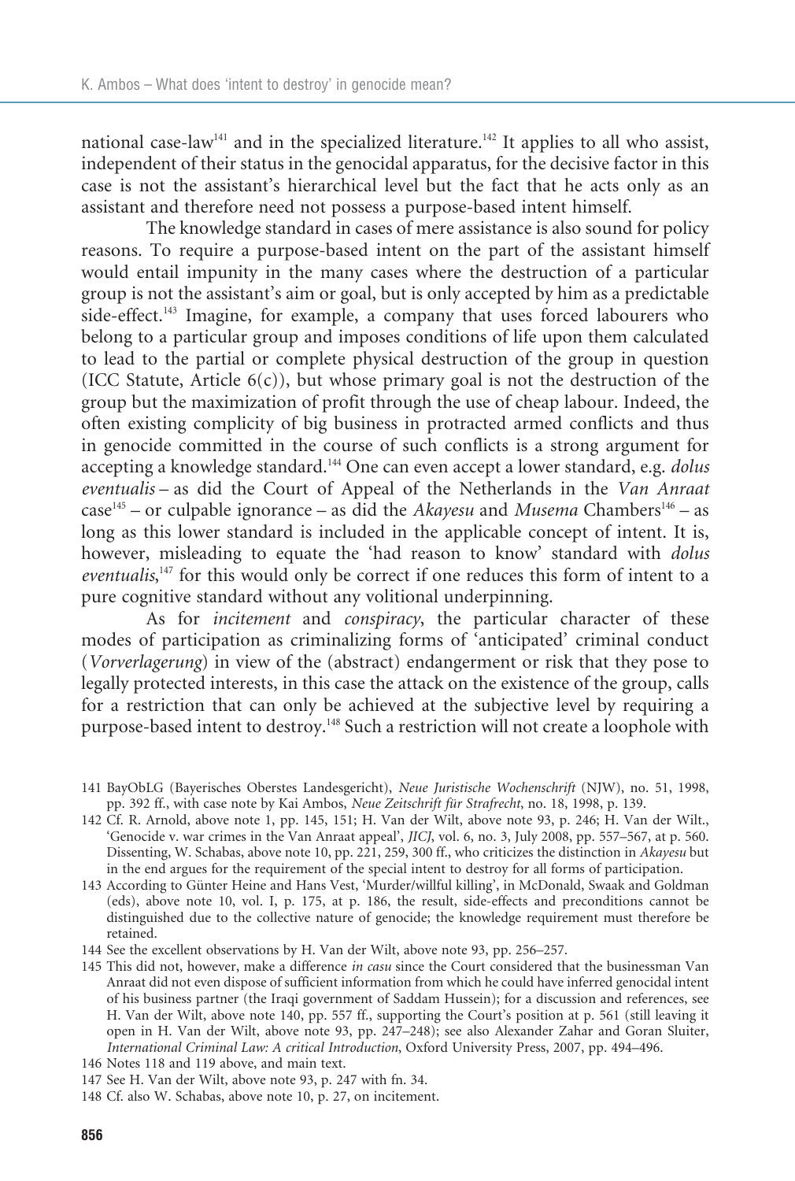national case-law[141] and in the specialized literature.[142] It applies to all who assist, independent of their status in the genocidal apparatus, for the decisive factor in this case is not the assistant's hierarchical level but the fact that he acts only as an assistant and therefore need not possess a purpose-based intent himself.

The knowledge standard in cases of mere assistance is also sound for policy reasons. To require a purpose-based intent on the part of the assistant himself would entail impunity in the many cases where the destruction of a particular group is not the assistant's aim or goal, but is only accepted by him as a predictable side-effect.[143] Imagine, for example, a company that uses forced labourers who belong to a particular group and imposes conditions of life upon them calculated to lead to the partial or complete physical destruction of the group in question (ICC Statute, Article 6(c)), but whose primary goal is not the destruction of the group but the maximization of profit through the use of cheap labour. Indeed, the often existing complicity of big business in protracted armed conflicts and thus in genocide committed in the course of such conflicts is a strong argument for accepting a knowledge standard.[144] One can even accept a lower standard, e.g. *dolus eventualis* – as did the Court of Appeal of the Netherlands in the *Van Anraat* case[145] – or culpable ignorance – as did the *Akayesu* and *Musema* Chambers[146] – as long as this lower standard is included in the applicable concept of intent. It is, however, misleading to equate the 'had reason to know' standard with *dolus eventualis*,[147] for this would only be correct if one reduces this form of intent to a pure cognitive standard without any volitional underpinning.

As for *incitement* and *conspiracy*, the particular character of these modes of participation as criminalizing forms of 'anticipated' criminal conduct (*Vorverlagerung*) in view of the (abstract) endangerment or risk that they pose to legally protected interests, in this case the attack on the existence of the group, calls for a restriction that can only be achieved at the subjective level by requiring a purpose-based intent to destroy.[148] Such a restriction will not create a loophole with

---

141 BayObLG (Bayerisches Oberstes Landesgericht), *Neue Juristische Wochenschrift* (NJW), no. 51, 1998, pp. 392 ff., with case note by Kai Ambos, *Neue Zeitschrift für Strafrecht*, no. 18, 1998, p. 139.

142 Cf. R. Arnold, above note 1, pp. 145, 151; H. Van der Wilt, above note 93, p. 246; H. Van der Wilt., 'Genocide v. war crimes in the Van Anraat appeal', *JICJ*, vol. 6, no. 3, July 2008, pp. 557–567, at p. 560. Dissenting, W. Schabas, above note 10, pp. 221, 259, 300 ff., who criticizes the distinction in *Akayesu* but in the end argues for the requirement of the special intent to destroy for all forms of participation.

143 According to Günter Heine and Hans Vest, 'Murder/willful killing', in McDonald, Swaak and Goldman (eds), above note 10, vol. I, p. 175, at p. 186, the result, side-effects and preconditions cannot be distinguished due to the collective nature of genocide; the knowledge requirement must therefore be retained.

144 See the excellent observations by H. Van der Wilt, above note 93, pp. 256–257.

145 This did not, however, make a difference *in casu* since the Court considered that the businessman Van Anraat did not even dispose of sufficient information from which he could have inferred genocidal intent of his business partner (the Iraqi government of Saddam Hussein); for a discussion and references, see H. Van der Wilt, above note 140, pp. 557 ff., supporting the Court's position at p. 561 (still leaving it open in H. Van der Wilt, above note 93, pp. 247–248); see also Alexander Zahar and Goran Sluiter, *International Criminal Law: A critical Introduction*, Oxford University Press, 2007, pp. 494–496.

146 Notes 118 and 119 above, and main text.

147 See H. Van der Wilt, above note 93, p. 247 with fn. 34.

148 Cf. also W. Schabas, above note 10, p. 27, on incitement.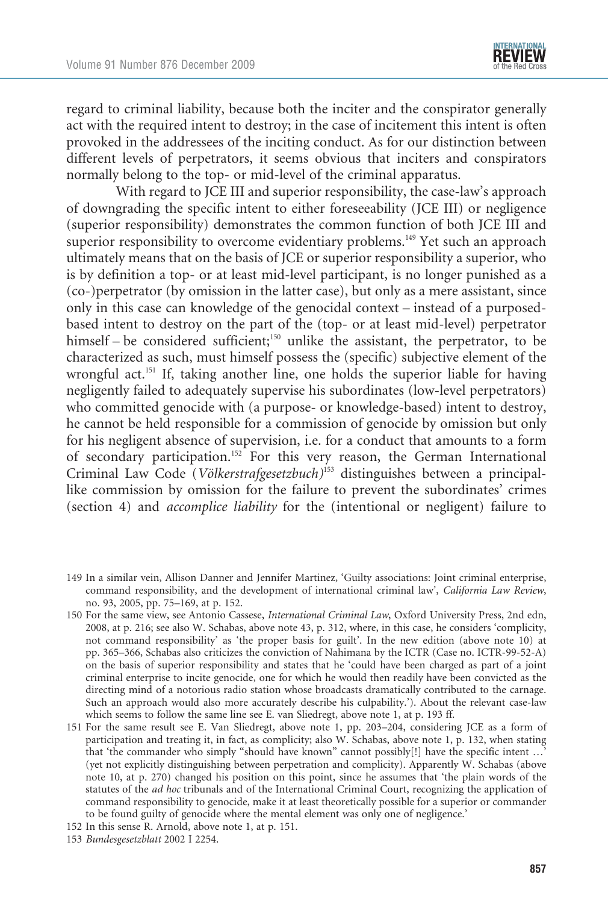regard to criminal liability, because both the inciter and the conspirator generally act with the required intent to destroy; in the case of incitement this intent is often provoked in the addressees of the inciting conduct. As for our distinction between different levels of perpetrators, it seems obvious that inciters and conspirators normally belong to the top- or mid-level of the criminal apparatus.

With regard to JCE III and superior responsibility, the case-law's approach of downgrading the specific intent to either foreseeability (JCE III) or negligence (superior responsibility) demonstrates the common function of both JCE III and superior responsibility to overcome evidentiary problems.[149] Yet such an approach ultimately means that on the basis of JCE or superior responsibility a superior, who is by definition a top- or at least mid-level participant, is no longer punished as a (co-)perpetrator (by omission in the latter case), but only as a mere assistant, since only in this case can knowledge of the genocidal context – instead of a purposed-based intent to destroy on the part of the (top- or at least mid-level) perpetrator himself – be considered sufficient;[150] unlike the assistant, the perpetrator, to be characterized as such, must himself possess the (specific) subjective element of the wrongful act.[151] If, taking another line, one holds the superior liable for having negligently failed to adequately supervise his subordinates (low-level perpetrators) who committed genocide with (a purpose- or knowledge-based) intent to destroy, he cannot be held responsible for a commission of genocide by omission but only for his negligent absence of supervision, i.e. for a conduct that amounts to a form of secondary participation.[152] For this very reason, the German International Criminal Law Code (*Völkerstrafgesetzbuch*)[153] distinguishes between a principal-like commission by omission for the failure to prevent the subordinates' crimes (section 4) and *accomplice liability* for the (intentional or negligent) failure to

149 In a similar vein, Allison Danner and Jennifer Martinez, 'Guilty associations: Joint criminal enterprise, command responsibility, and the development of international criminal law', *California Law Review*, no. 93, 2005, pp. 75–169, at p. 152.

150 For the same view, see Antonio Cassese, *International Criminal Law*, Oxford University Press, 2nd edn, 2008, at p. 216; see also W. Schabas, above note 43, p. 312, where, in this case, he considers 'complicity, not command responsibility' as 'the proper basis for guilt'. In the new edition (above note 10) at pp. 365–366, Schabas also criticizes the conviction of Nahimana by the ICTR (Case no. ICTR-99-52-A) on the basis of superior responsibility and states that he 'could have been charged as part of a joint criminal enterprise to incite genocide, one for which he would then readily have been convicted as the directing mind of a notorious radio station whose broadcasts dramatically contributed to the carnage. Such an approach would also more accurately describe his culpability.'). About the relevant case-law which seems to follow the same line see E. van Sliedregt, above note 1, at p. 193 ff.

151 For the same result see E. Van Sliedregt, above note 1, pp. 203–204, considering JCE as a form of participation and treating it, in fact, as complicity; also W. Schabas, above note 1, p. 132, when stating that 'the commander who simply "should have known" cannot possibly[!] have the specific intent …' (yet not explicitly distinguishing between perpetration and complicity). Apparently W. Schabas (above note 10, at p. 270) changed his position on this point, since he assumes that 'the plain words of the statutes of the *ad hoc* tribunals and of the International Criminal Court, recognizing the application of command responsibility to genocide, make it at least theoretically possible for a superior or commander to be found guilty of genocide where the mental element was only one of negligence.'

152 In this sense R. Arnold, above note 1, at p. 151.

153 *Bundesgesetzblatt* 2002 I 2254.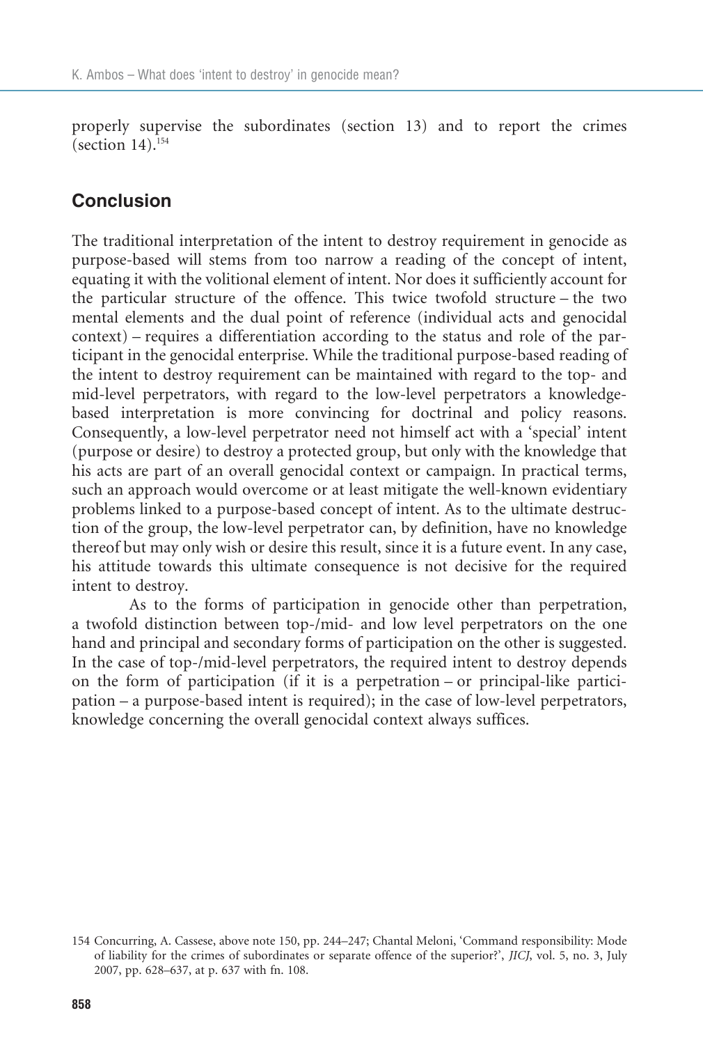properly supervise the subordinates (section 13) and to report the crimes (section 14).[154]

## Conclusion

The traditional interpretation of the intent to destroy requirement in genocide as purpose-based will stems from too narrow a reading of the concept of intent, equating it with the volitional element of intent. Nor does it sufficiently account for the particular structure of the offence. This twice twofold structure – the two mental elements and the dual point of reference (individual acts and genocidal context) – requires a differentiation according to the status and role of the participant in the genocidal enterprise. While the traditional purpose-based reading of the intent to destroy requirement can be maintained with regard to the top- and mid-level perpetrators, with regard to the low-level perpetrators a knowledge-based interpretation is more convincing for doctrinal and policy reasons. Consequently, a low-level perpetrator need not himself act with a 'special' intent (purpose or desire) to destroy a protected group, but only with the knowledge that his acts are part of an overall genocidal context or campaign. In practical terms, such an approach would overcome or at least mitigate the well-known evidentiary problems linked to a purpose-based concept of intent. As to the ultimate destruction of the group, the low-level perpetrator can, by definition, have no knowledge thereof but may only wish or desire this result, since it is a future event. In any case, his attitude towards this ultimate consequence is not decisive for the required intent to destroy.

As to the forms of participation in genocide other than perpetration, a twofold distinction between top-/mid- and low level perpetrators on the one hand and principal and secondary forms of participation on the other is suggested. In the case of top-/mid-level perpetrators, the required intent to destroy depends on the form of participation (if it is a perpetration – or principal-like participation – a purpose-based intent is required); in the case of low-level perpetrators, knowledge concerning the overall genocidal context always suffices.

154 Concurring, A. Cassese, above note 150, pp. 244–247; Chantal Meloni, 'Command responsibility: Mode of liability for the crimes of subordinates or separate offence of the superior?', *JICJ*, vol. 5, no. 3, July 2007, pp. 628–637, at p. 637 with fn. 108.